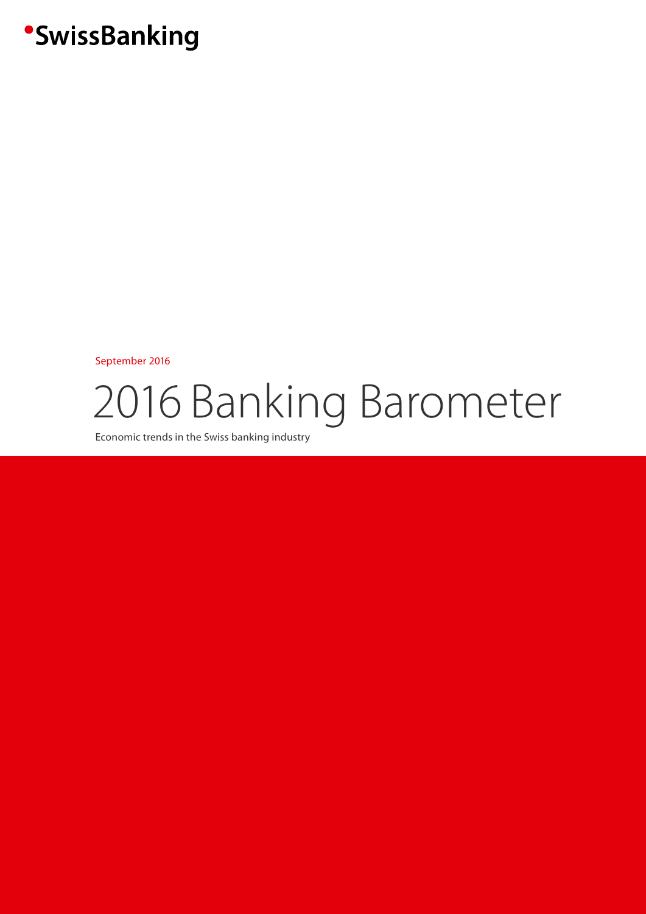SwissBanking

September 2016

# 2016 Banking Barometer

Economic trends in the Swiss banking industry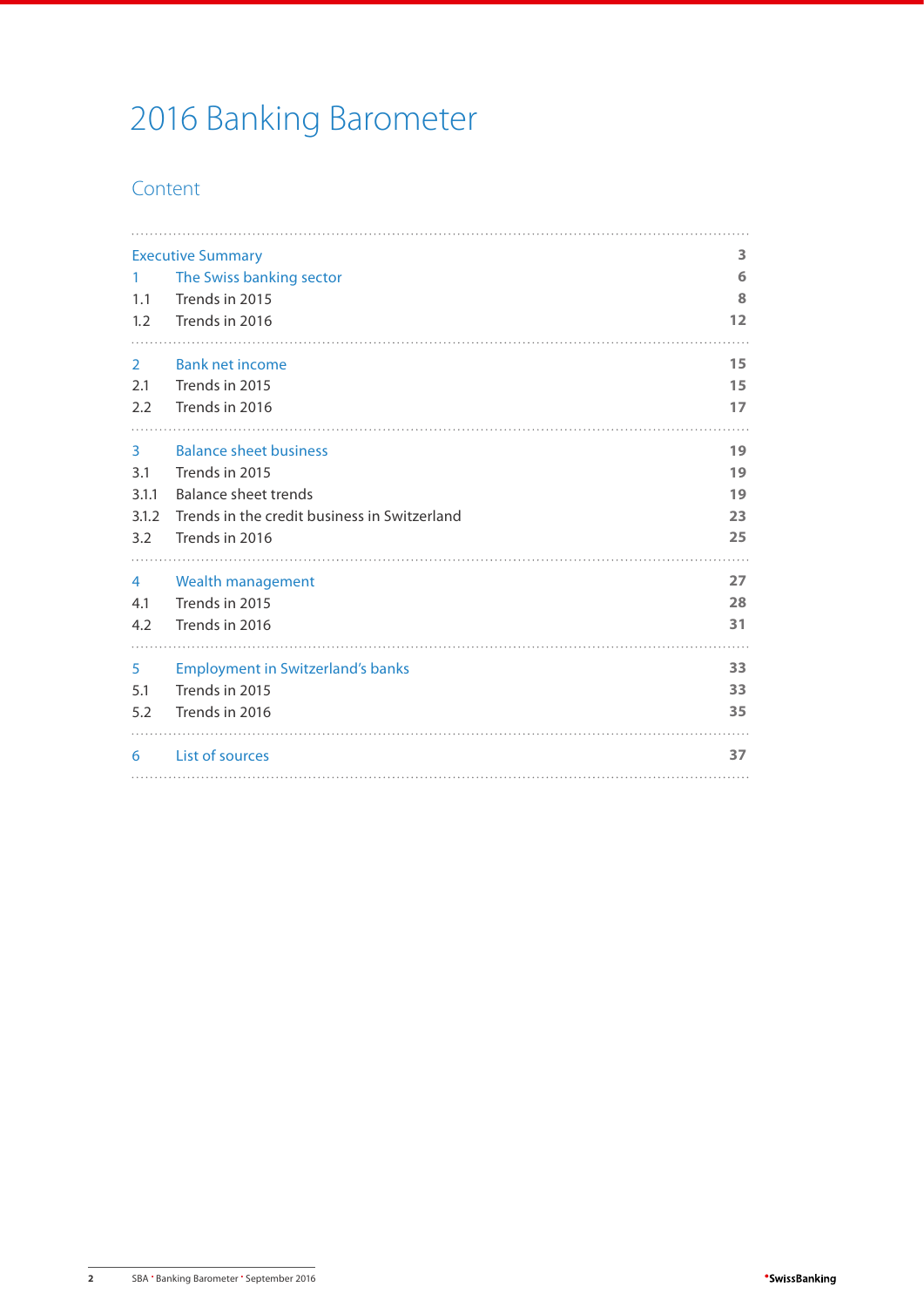# 2016 Banking Barometer

## Content

| | | |
|---|---|---|
| Executive Summary | | 3 |
| 1 | The Swiss banking sector | 6 |
| 1.1 | Trends in 2015 | 8 |
| 1.2 | Trends in 2016 | 12 |
| 2 | Bank net income | 15 |
| 2.1 | Trends in 2015 | 15 |
| 2.2 | Trends in 2016 | 17 |
| 3 | Balance sheet business | 19 |
| 3.1 | Trends in 2015 | 19 |
| 3.1.1 | Balance sheet trends | 19 |
| 3.1.2 | Trends in the credit business in Switzerland | 23 |
| 3.2 | Trends in 2016 | 25 |
| 4 | Wealth management | 27 |
| 4.1 | Trends in 2015 | 28 |
| 4.2 | Trends in 2016 | 31 |
| 5 | Employment in Switzerland's banks | 33 |
| 5.1 | Trends in 2015 | 33 |
| 5.2 | Trends in 2016 | 35 |
| 6 | List of sources | 37 |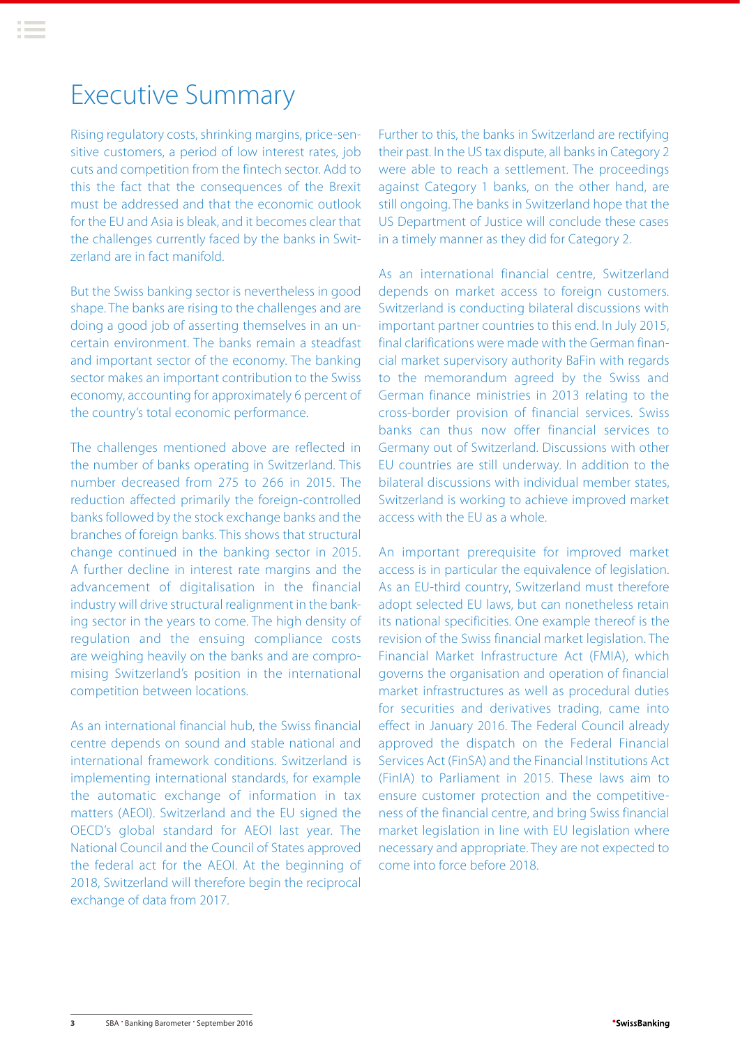# Executive Summary

Rising regulatory costs, shrinking margins, price-sensitive customers, a period of low interest rates, job cuts and competition from the fintech sector. Add to this the fact that the consequences of the Brexit must be addressed and that the economic outlook for the EU and Asia is bleak, and it becomes clear that the challenges currently faced by the banks in Switzerland are in fact manifold.

But the Swiss banking sector is nevertheless in good shape. The banks are rising to the challenges and are doing a good job of asserting themselves in an uncertain environment. The banks remain a steadfast and important sector of the economy. The banking sector makes an important contribution to the Swiss economy, accounting for approximately 6 percent of the country's total economic performance.

The challenges mentioned above are reflected in the number of banks operating in Switzerland. This number decreased from 275 to 266 in 2015. The reduction affected primarily the foreign-controlled banks followed by the stock exchange banks and the branches of foreign banks. This shows that structural change continued in the banking sector in 2015. A further decline in interest rate margins and the advancement of digitalisation in the financial industry will drive structural realignment in the banking sector in the years to come. The high density of regulation and the ensuing compliance costs are weighing heavily on the banks and are compromising Switzerland's position in the international competition between locations.

As an international financial hub, the Swiss financial centre depends on sound and stable national and international framework conditions. Switzerland is implementing international standards, for example the automatic exchange of information in tax matters (AEOI). Switzerland and the EU signed the OECD's global standard for AEOI last year. The National Council and the Council of States approved the federal act for the AEOI. At the beginning of 2018, Switzerland will therefore begin the reciprocal exchange of data from 2017.

Further to this, the banks in Switzerland are rectifying their past. In the US tax dispute, all banks in Category 2 were able to reach a settlement. The proceedings against Category 1 banks, on the other hand, are still ongoing. The banks in Switzerland hope that the US Department of Justice will conclude these cases in a timely manner as they did for Category 2.

As an international financial centre, Switzerland depends on market access to foreign customers. Switzerland is conducting bilateral discussions with important partner countries to this end. In July 2015, final clarifications were made with the German financial market supervisory authority BaFin with regards to the memorandum agreed by the Swiss and German finance ministries in 2013 relating to the cross-border provision of financial services. Swiss banks can thus now offer financial services to Germany out of Switzerland. Discussions with other EU countries are still underway. In addition to the bilateral discussions with individual member states, Switzerland is working to achieve improved market access with the EU as a whole.

An important prerequisite for improved market access is in particular the equivalence of legislation. As an EU-third country, Switzerland must therefore adopt selected EU laws, but can nonetheless retain its national specificities. One example thereof is the revision of the Swiss financial market legislation. The Financial Market Infrastructure Act (FMIA), which governs the organisation and operation of financial market infrastructures as well as procedural duties for securities and derivatives trading, came into effect in January 2016. The Federal Council already approved the dispatch on the Federal Financial Services Act (FinSA) and the Financial Institutions Act (FinIA) to Parliament in 2015. These laws aim to ensure customer protection and the competitiveness of the financial centre, and bring Swiss financial market legislation in line with EU legislation where necessary and appropriate. They are not expected to come into force before 2018.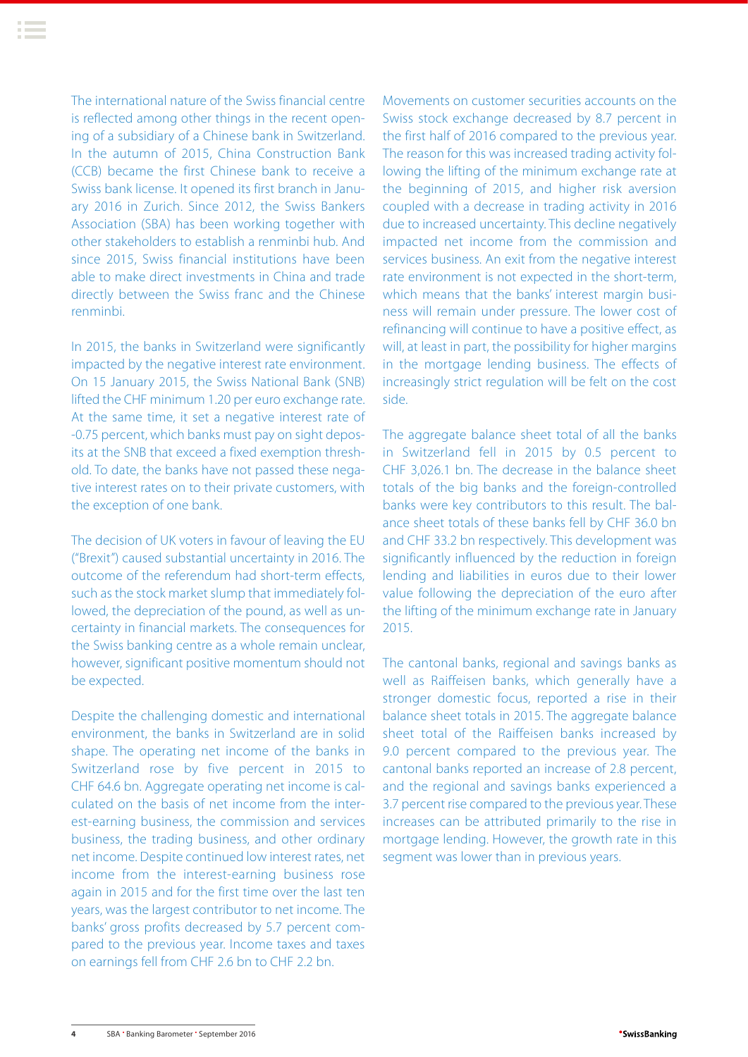The international nature of the Swiss financial centre is reflected among other things in the recent opening of a subsidiary of a Chinese bank in Switzerland. In the autumn of 2015, China Construction Bank (CCB) became the first Chinese bank to receive a Swiss bank license. It opened its first branch in January 2016 in Zurich. Since 2012, the Swiss Bankers Association (SBA) has been working together with other stakeholders to establish a renminbi hub. And since 2015, Swiss financial institutions have been able to make direct investments in China and trade directly between the Swiss franc and the Chinese renminbi.

In 2015, the banks in Switzerland were significantly impacted by the negative interest rate environment. On 15 January 2015, the Swiss National Bank (SNB) lifted the CHF minimum 1.20 per euro exchange rate. At the same time, it set a negative interest rate of -0.75 percent, which banks must pay on sight deposits at the SNB that exceed a fixed exemption threshold. To date, the banks have not passed these negative interest rates on to their private customers, with the exception of one bank.

The decision of UK voters in favour of leaving the EU ("Brexit") caused substantial uncertainty in 2016. The outcome of the referendum had short-term effects, such as the stock market slump that immediately followed, the depreciation of the pound, as well as uncertainty in financial markets. The consequences for the Swiss banking centre as a whole remain unclear, however, significant positive momentum should not be expected.

Despite the challenging domestic and international environment, the banks in Switzerland are in solid shape. The operating net income of the banks in Switzerland rose by five percent in 2015 to CHF 64.6 bn. Aggregate operating net income is calculated on the basis of net income from the interest-earning business, the commission and services business, the trading business, and other ordinary net income. Despite continued low interest rates, net income from the interest-earning business rose again in 2015 and for the first time over the last ten years, was the largest contributor to net income. The banks' gross profits decreased by 5.7 percent compared to the previous year. Income taxes and taxes on earnings fell from CHF 2.6 bn to CHF 2.2 bn.

Movements on customer securities accounts on the Swiss stock exchange decreased by 8.7 percent in the first half of 2016 compared to the previous year. The reason for this was increased trading activity following the lifting of the minimum exchange rate at the beginning of 2015, and higher risk aversion coupled with a decrease in trading activity in 2016 due to increased uncertainty. This decline negatively impacted net income from the commission and services business. An exit from the negative interest rate environment is not expected in the short-term, which means that the banks' interest margin business will remain under pressure. The lower cost of refinancing will continue to have a positive effect, as will, at least in part, the possibility for higher margins in the mortgage lending business. The effects of increasingly strict regulation will be felt on the cost side.

The aggregate balance sheet total of all the banks in Switzerland fell in 2015 by 0.5 percent to CHF 3,026.1 bn. The decrease in the balance sheet totals of the big banks and the foreign-controlled banks were key contributors to this result. The balance sheet totals of these banks fell by CHF 36.0 bn and CHF 33.2 bn respectively. This development was significantly influenced by the reduction in foreign lending and liabilities in euros due to their lower value following the depreciation of the euro after the lifting of the minimum exchange rate in January 2015.

The cantonal banks, regional and savings banks as well as Raiffeisen banks, which generally have a stronger domestic focus, reported a rise in their balance sheet totals in 2015. The aggregate balance sheet total of the Raiffeisen banks increased by 9.0 percent compared to the previous year. The cantonal banks reported an increase of 2.8 percent, and the regional and savings banks experienced a 3.7 percent rise compared to the previous year. These increases can be attributed primarily to the rise in mortgage lending. However, the growth rate in this segment was lower than in previous years.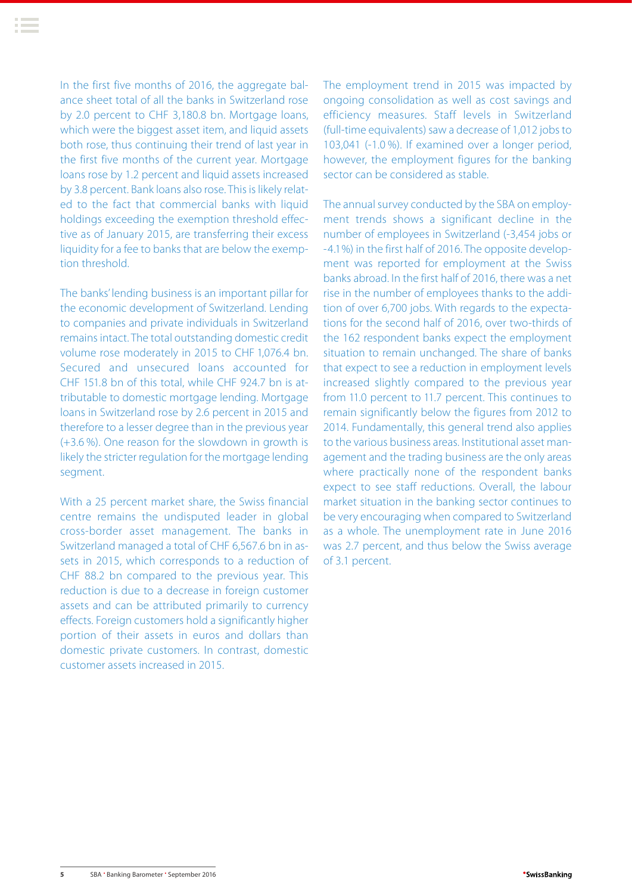In the first five months of 2016, the aggregate balance sheet total of all the banks in Switzerland rose by 2.0 percent to CHF 3,180.8 bn. Mortgage loans, which were the biggest asset item, and liquid assets both rose, thus continuing their trend of last year in the first five months of the current year. Mortgage loans rose by 1.2 percent and liquid assets increased by 3.8 percent. Bank loans also rose. This is likely related to the fact that commercial banks with liquid holdings exceeding the exemption threshold effective as of January 2015, are transferring their excess liquidity for a fee to banks that are below the exemption threshold.

The banks' lending business is an important pillar for the economic development of Switzerland. Lending to companies and private individuals in Switzerland remains intact. The total outstanding domestic credit volume rose moderately in 2015 to CHF 1,076.4 bn. Secured and unsecured loans accounted for CHF 151.8 bn of this total, while CHF 924.7 bn is attributable to domestic mortgage lending. Mortgage loans in Switzerland rose by 2.6 percent in 2015 and therefore to a lesser degree than in the previous year (+3.6 %). One reason for the slowdown in growth is likely the stricter regulation for the mortgage lending segment.

With a 25 percent market share, the Swiss financial centre remains the undisputed leader in global cross-border asset management. The banks in Switzerland managed a total of CHF 6,567.6 bn in assets in 2015, which corresponds to a reduction of CHF 88.2 bn compared to the previous year. This reduction is due to a decrease in foreign customer assets and can be attributed primarily to currency effects. Foreign customers hold a significantly higher portion of their assets in euros and dollars than domestic private customers. In contrast, domestic customer assets increased in 2015.

The employment trend in 2015 was impacted by ongoing consolidation as well as cost savings and efficiency measures. Staff levels in Switzerland (full-time equivalents) saw a decrease of 1,012 jobs to 103,041 (-1.0 %). If examined over a longer period, however, the employment figures for the banking sector can be considered as stable.

The annual survey conducted by the SBA on employment trends shows a significant decline in the number of employees in Switzerland (-3,454 jobs or -4.1%) in the first half of 2016. The opposite development was reported for employment at the Swiss banks abroad. In the first half of 2016, there was a net rise in the number of employees thanks to the addition of over 6,700 jobs. With regards to the expectations for the second half of 2016, over two-thirds of the 162 respondent banks expect the employment situation to remain unchanged. The share of banks that expect to see a reduction in employment levels increased slightly compared to the previous year from 11.0 percent to 11.7 percent. This continues to remain significantly below the figures from 2012 to 2014. Fundamentally, this general trend also applies to the various business areas. Institutional asset management and the trading business are the only areas where practically none of the respondent banks expect to see staff reductions. Overall, the labour market situation in the banking sector continues to be very encouraging when compared to Switzerland as a whole. The unemployment rate in June 2016 was 2.7 percent, and thus below the Swiss average of 3.1 percent.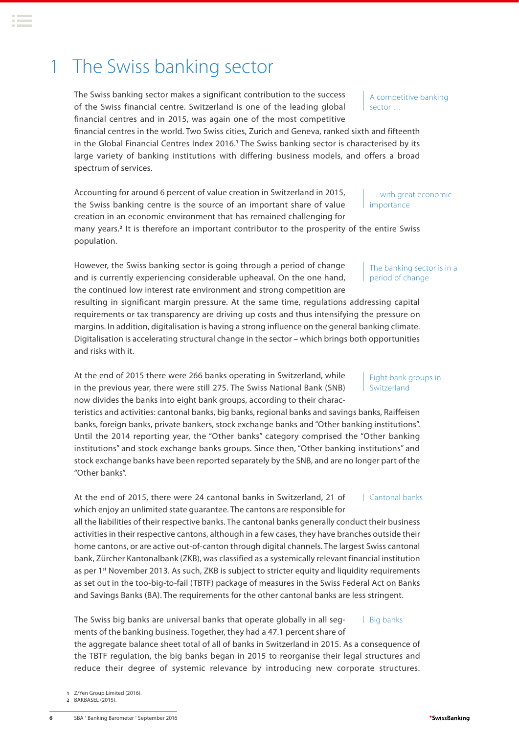# 1 The Swiss banking sector

A competitive banking sector …

The Swiss banking sector makes a significant contribution to the success of the Swiss financial centre. Switzerland is one of the leading global financial centres and in 2015, was again one of the most competitive financial centres in the world. Two Swiss cities, Zurich and Geneva, ranked sixth and fifteenth in the Global Financial Centres Index 2016.[1] The Swiss banking sector is characterised by its large variety of banking institutions with differing business models, and offers a broad spectrum of services.

… with great economic importance

Accounting for around 6 percent of value creation in Switzerland in 2015, the Swiss banking centre is the source of an important share of value creation in an economic environment that has remained challenging for many years.[2] It is therefore an important contributor to the prosperity of the entire Swiss population.

The banking sector is in a period of change

However, the Swiss banking sector is going through a period of change and is currently experiencing considerable upheaval. On the one hand, the continued low interest rate environment and strong competition are resulting in significant margin pressure. At the same time, regulations addressing capital requirements or tax transparency are driving up costs and thus intensifying the pressure on margins. In addition, digitalisation is having a strong influence on the general banking climate. Digitalisation is accelerating structural change in the sector – which brings both opportunities and risks with it.

Eight bank groups in Switzerland

At the end of 2015 there were 266 banks operating in Switzerland, while in the previous year, there were still 275. The Swiss National Bank (SNB) now divides the banks into eight bank groups, according to their characteristics and activities: cantonal banks, big banks, regional banks and savings banks, Raiffeisen banks, foreign banks, private bankers, stock exchange banks and "Other banking institutions". Until the 2014 reporting year, the "Other banks" category comprised the "Other banking institutions" and stock exchange banks groups. Since then, "Other banking institutions" and stock exchange banks have been reported separately by the SNB, and are no longer part of the "Other banks".

Cantonal banks

At the end of 2015, there were 24 cantonal banks in Switzerland, 21 of which enjoy an unlimited state guarantee. The cantons are responsible for all the liabilities of their respective banks. The cantonal banks generally conduct their business activities in their respective cantons, although in a few cases, they have branches outside their home cantons, or are active out-of-canton through digital channels. The largest Swiss cantonal bank, Zürcher Kantonalbank (ZKB), was classified as a systemically relevant financial institution as per 1st November 2013. As such, ZKB is subject to stricter equity and liquidity requirements as set out in the too-big-to-fail (TBTF) package of measures in the Swiss Federal Act on Banks and Savings Banks (BA). The requirements for the other cantonal banks are less stringent.

Big banks

The Swiss big banks are universal banks that operate globally in all segments of the banking business. Together, they had a 47.1 percent share of the aggregate balance sheet total of all of banks in Switzerland in 2015. As a consequence of the TBTF regulation, the big banks began in 2015 to reorganise their legal structures and reduce their degree of systemic relevance by introducing new corporate structures.

1 Z/Yen Group Limited (2016).
2 BAKBASEL (2015).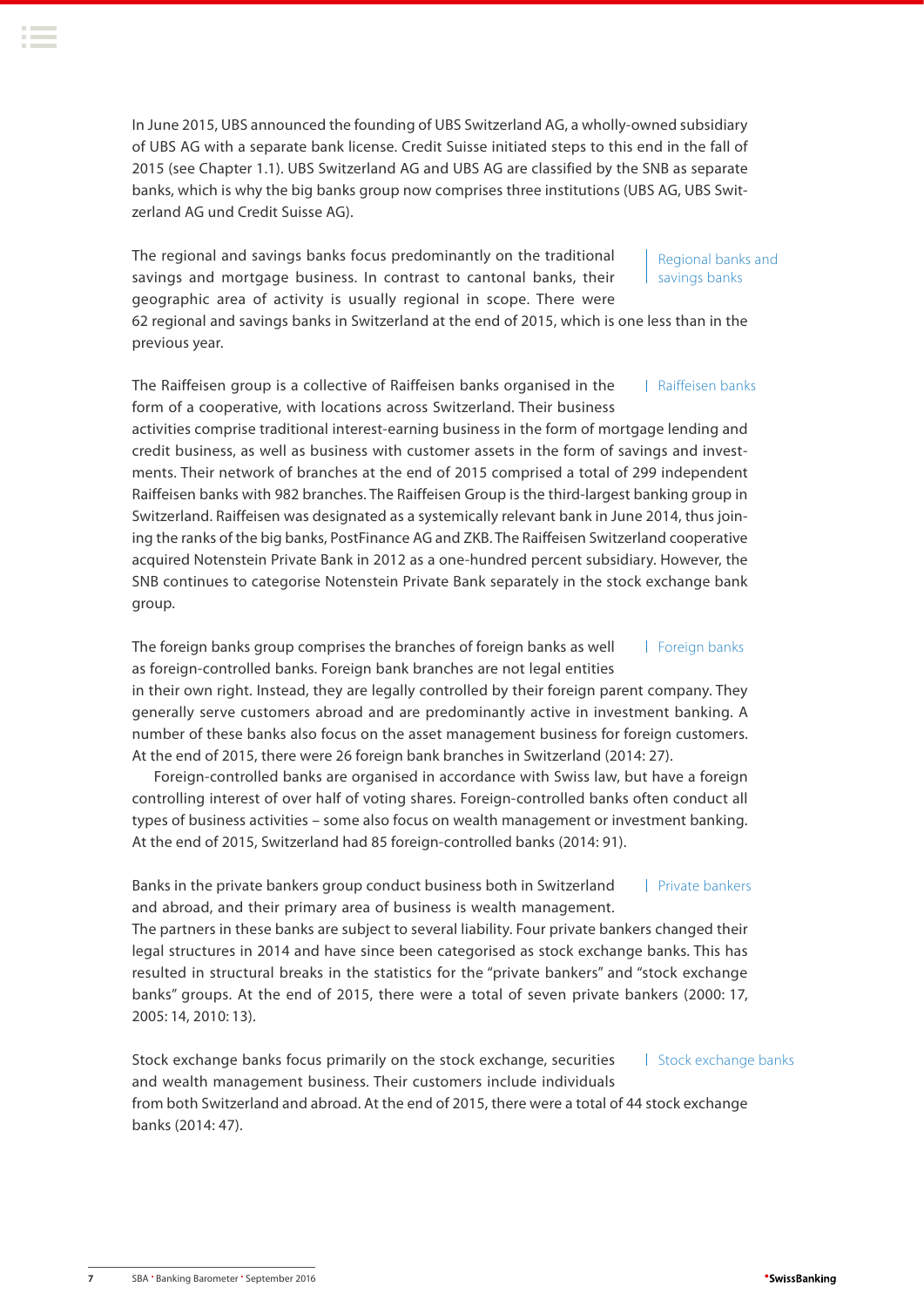In June 2015, UBS announced the founding of UBS Switzerland AG, a wholly-owned subsidiary of UBS AG with a separate bank license. Credit Suisse initiated steps to this end in the fall of 2015 (see Chapter 1.1). UBS Switzerland AG and UBS AG are classified by the SNB as separate banks, which is why the big banks group now comprises three institutions (UBS AG, UBS Switzerland AG und Credit Suisse AG).

**Regional banks and savings banks**

The regional and savings banks focus predominantly on the traditional savings and mortgage business. In contrast to cantonal banks, their geographic area of activity is usually regional in scope. There were 62 regional and savings banks in Switzerland at the end of 2015, which is one less than in the previous year.

**Raiffeisen banks**

The Raiffeisen group is a collective of Raiffeisen banks organised in the form of a cooperative, with locations across Switzerland. Their business activities comprise traditional interest-earning business in the form of mortgage lending and credit business, as well as business with customer assets in the form of savings and investments. Their network of branches at the end of 2015 comprised a total of 299 independent Raiffeisen banks with 982 branches. The Raiffeisen Group is the third-largest banking group in Switzerland. Raiffeisen was designated as a systemically relevant bank in June 2014, thus joining the ranks of the big banks, PostFinance AG and ZKB. The Raiffeisen Switzerland cooperative acquired Notenstein Private Bank in 2012 as a one-hundred percent subsidiary. However, the SNB continues to categorise Notenstein Private Bank separately in the stock exchange bank group.

**Foreign banks**

The foreign banks group comprises the branches of foreign banks as well as foreign-controlled banks. Foreign bank branches are not legal entities in their own right. Instead, they are legally controlled by their foreign parent company. They generally serve customers abroad and are predominantly active in investment banking. A number of these banks also focus on the asset management business for foreign customers. At the end of 2015, there were 26 foreign bank branches in Switzerland (2014: 27).

Foreign-controlled banks are organised in accordance with Swiss law, but have a foreign controlling interest of over half of voting shares. Foreign-controlled banks often conduct all types of business activities – some also focus on wealth management or investment banking. At the end of 2015, Switzerland had 85 foreign-controlled banks (2014: 91).

**Private bankers**

Banks in the private bankers group conduct business both in Switzerland and abroad, and their primary area of business is wealth management. The partners in these banks are subject to several liability. Four private bankers changed their legal structures in 2014 and have since been categorised as stock exchange banks. This has resulted in structural breaks in the statistics for the "private bankers" and "stock exchange banks" groups. At the end of 2015, there were a total of seven private bankers (2000: 17, 2005: 14, 2010: 13).

**Stock exchange banks**

Stock exchange banks focus primarily on the stock exchange, securities and wealth management business. Their customers include individuals from both Switzerland and abroad. At the end of 2015, there were a total of 44 stock exchange banks (2014: 47).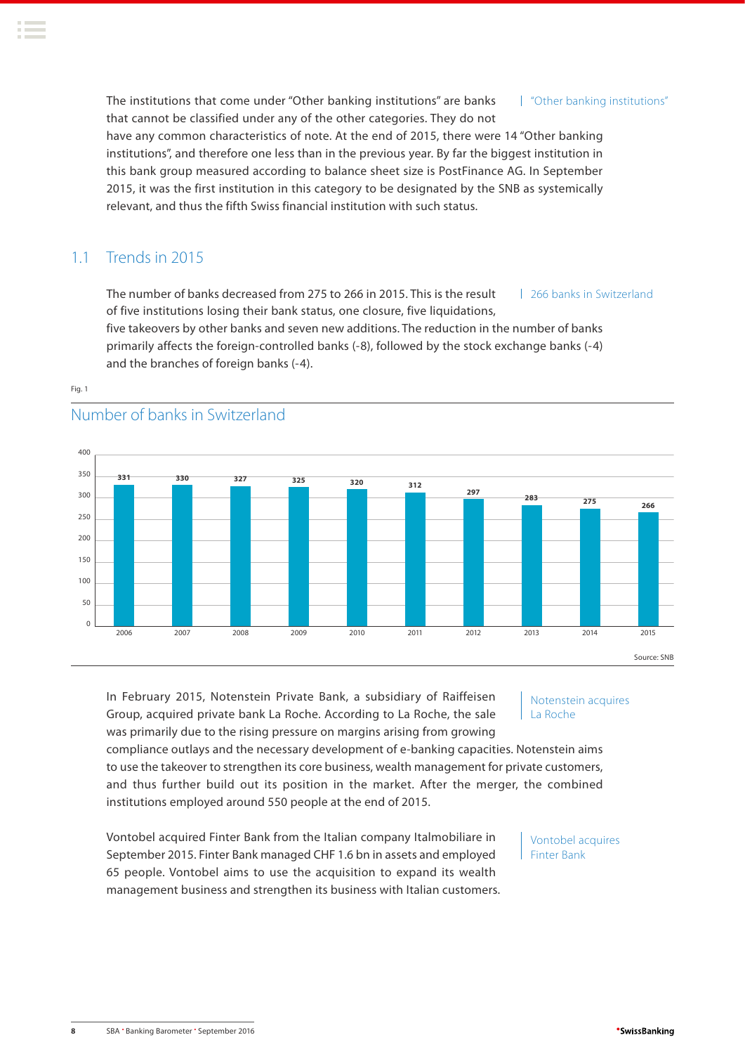The institutions that come under "Other banking institutions" are banks that cannot be classified under any of the other categories. They do not have any common characteristics of note. At the end of 2015, there were 14 "Other banking institutions", and therefore one less than in the previous year. By far the biggest institution in this bank group measured according to balance sheet size is PostFinance AG. In September 2015, it was the first institution in this category to be designated by the SNB as systemically relevant, and thus the fifth Swiss financial institution with such status.

"Other banking institutions"

## 1.1 Trends in 2015

The number of banks decreased from 275 to 266 in 2015. This is the result of five institutions losing their bank status, one closure, five liquidations, five takeovers by other banks and seven new additions. The reduction in the number of banks primarily affects the foreign-controlled banks (-8), followed by the stock exchange banks (-4) and the branches of foreign banks (-4).

266 banks in Switzerland

Fig. 1

### Number of banks in Switzerland

| Year | Number of banks |
|---|---|
| 2006 | 331 |
| 2007 | 330 |
| 2008 | 327 |
| 2009 | 325 |
| 2010 | 320 |
| 2011 | 312 |
| 2012 | 297 |
| 2013 | 283 |
| 2014 | 275 |
| 2015 | 266 |

Source: SNB

In February 2015, Notenstein Private Bank, a subsidiary of Raiffeisen Group, acquired private bank La Roche. According to La Roche, the sale was primarily due to the rising pressure on margins arising from growing compliance outlays and the necessary development of e-banking capacities. Notenstein aims to use the takeover to strengthen its core business, wealth management for private customers, and thus further build out its position in the market. After the merger, the combined institutions employed around 550 people at the end of 2015.

Notenstein acquires La Roche

Vontobel acquired Finter Bank from the Italian company Italmobiliare in September 2015. Finter Bank managed CHF 1.6 bn in assets and employed 65 people. Vontobel aims to use the acquisition to expand its wealth management business and strengthen its business with Italian customers.

Vontobel acquires Finter Bank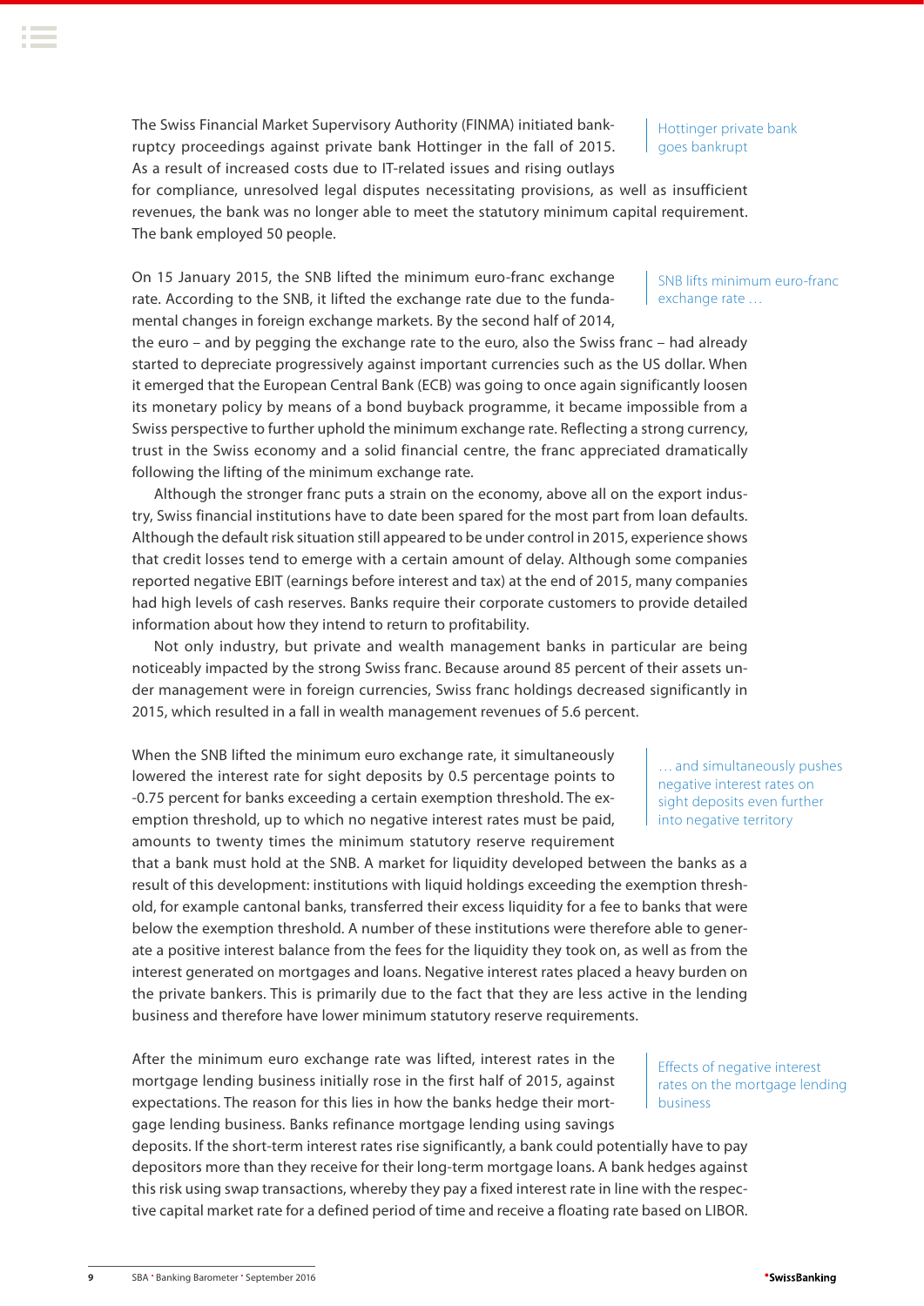The Swiss Financial Market Supervisory Authority (FINMA) initiated bankruptcy proceedings against private bank Hottinger in the fall of 2015. As a result of increased costs due to IT-related issues and rising outlays for compliance, unresolved legal disputes necessitating provisions, as well as insufficient revenues, the bank was no longer able to meet the statutory minimum capital requirement. The bank employed 50 people.

*Hottinger private bank goes bankrupt*

On 15 January 2015, the SNB lifted the minimum euro-franc exchange rate. According to the SNB, it lifted the exchange rate due to the fundamental changes in foreign exchange markets. By the second half of 2014, the euro – and by pegging the exchange rate to the euro, also the Swiss franc – had already started to depreciate progressively against important currencies such as the US dollar. When it emerged that the European Central Bank (ECB) was going to once again significantly loosen its monetary policy by means of a bond buyback programme, it became impossible from a Swiss perspective to further uphold the minimum exchange rate. Reflecting a strong currency, trust in the Swiss economy and a solid financial centre, the franc appreciated dramatically following the lifting of the minimum exchange rate.

*SNB lifts minimum euro-franc exchange rate …*

Although the stronger franc puts a strain on the economy, above all on the export industry, Swiss financial institutions have to date been spared for the most part from loan defaults. Although the default risk situation still appeared to be under control in 2015, experience shows that credit losses tend to emerge with a certain amount of delay. Although some companies reported negative EBIT (earnings before interest and tax) at the end of 2015, many companies had high levels of cash reserves. Banks require their corporate customers to provide detailed information about how they intend to return to profitability.

Not only industry, but private and wealth management banks in particular are being noticeably impacted by the strong Swiss franc. Because around 85 percent of their assets under management were in foreign currencies, Swiss franc holdings decreased significantly in 2015, which resulted in a fall in wealth management revenues of 5.6 percent.

When the SNB lifted the minimum euro exchange rate, it simultaneously lowered the interest rate for sight deposits by 0.5 percentage points to -0.75 percent for banks exceeding a certain exemption threshold. The exemption threshold, up to which no negative interest rates must be paid, amounts to twenty times the minimum statutory reserve requirement that a bank must hold at the SNB. A market for liquidity developed between the banks as a result of this development: institutions with liquid holdings exceeding the exemption threshold, for example cantonal banks, transferred their excess liquidity for a fee to banks that were below the exemption threshold. A number of these institutions were therefore able to generate a positive interest balance from the fees for the liquidity they took on, as well as from the interest generated on mortgages and loans. Negative interest rates placed a heavy burden on the private bankers. This is primarily due to the fact that they are less active in the lending business and therefore have lower minimum statutory reserve requirements.

*… and simultaneously pushes negative interest rates on sight deposits even further into negative territory*

After the minimum euro exchange rate was lifted, interest rates in the mortgage lending business initially rose in the first half of 2015, against expectations. The reason for this lies in how the banks hedge their mortgage lending business. Banks refinance mortgage lending using savings deposits. If the short-term interest rates rise significantly, a bank could potentially have to pay depositors more than they receive for their long-term mortgage loans. A bank hedges against this risk using swap transactions, whereby they pay a fixed interest rate in line with the respective capital market rate for a defined period of time and receive a floating rate based on LIBOR.

*Effects of negative interest rates on the mortgage lending business*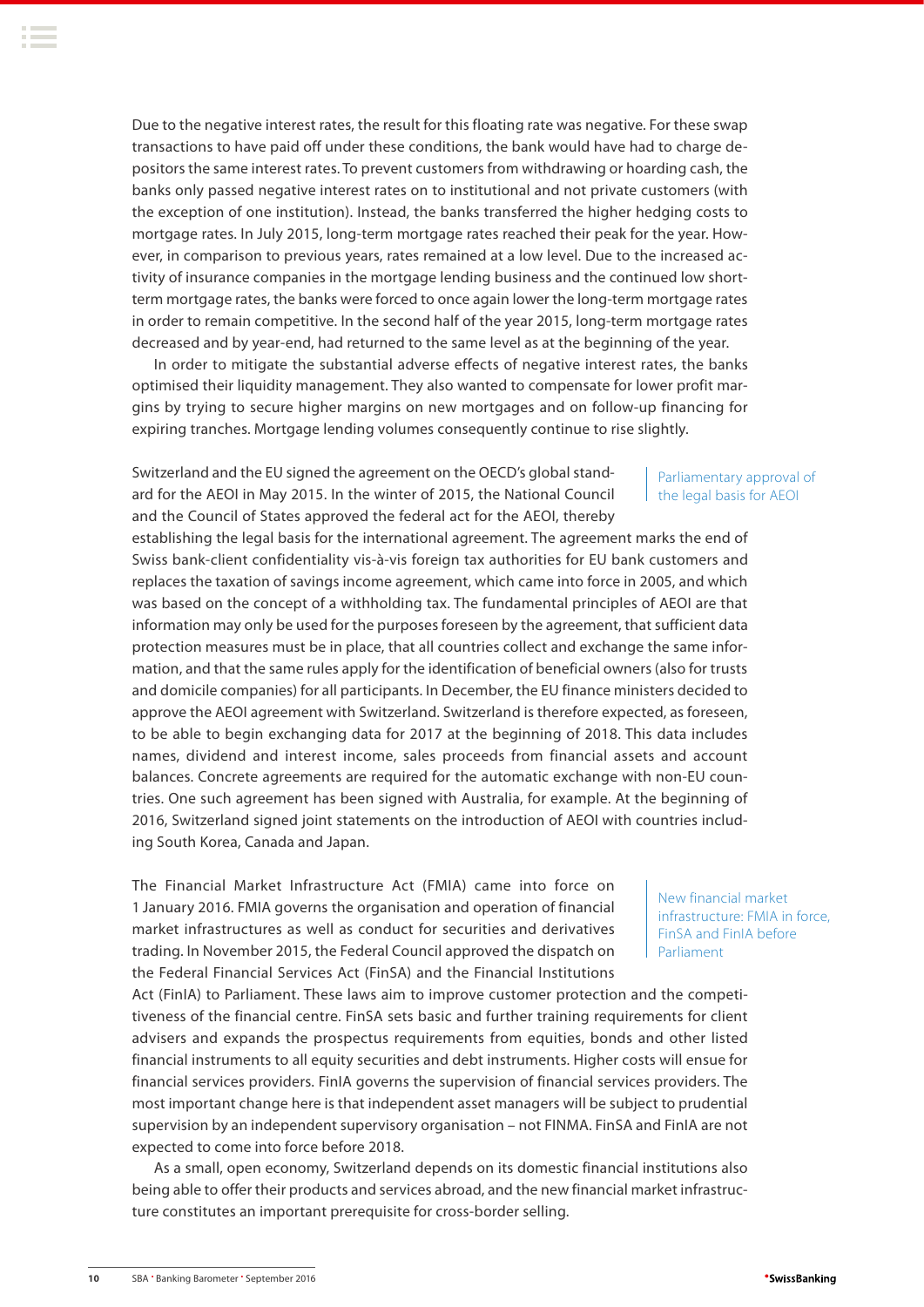Due to the negative interest rates, the result for this floating rate was negative. For these swap transactions to have paid off under these conditions, the bank would have had to charge depositors the same interest rates. To prevent customers from withdrawing or hoarding cash, the banks only passed negative interest rates on to institutional and not private customers (with the exception of one institution). Instead, the banks transferred the higher hedging costs to mortgage rates. In July 2015, long-term mortgage rates reached their peak for the year. However, in comparison to previous years, rates remained at a low level. Due to the increased activity of insurance companies in the mortgage lending business and the continued low short-term mortgage rates, the banks were forced to once again lower the long-term mortgage rates in order to remain competitive. In the second half of the year 2015, long-term mortgage rates decreased and by year-end, had returned to the same level as at the beginning of the year.

In order to mitigate the substantial adverse effects of negative interest rates, the banks optimised their liquidity management. They also wanted to compensate for lower profit margins by trying to secure higher margins on new mortgages and on follow-up financing for expiring tranches. Mortgage lending volumes consequently continue to rise slightly.

*Parliamentary approval of the legal basis for AEOI*

Switzerland and the EU signed the agreement on the OECD's global standard for the AEOI in May 2015. In the winter of 2015, the National Council and the Council of States approved the federal act for the AEOI, thereby establishing the legal basis for the international agreement. The agreement marks the end of Swiss bank-client confidentiality vis-à-vis foreign tax authorities for EU bank customers and replaces the taxation of savings income agreement, which came into force in 2005, and which was based on the concept of a withholding tax. The fundamental principles of AEOI are that information may only be used for the purposes foreseen by the agreement, that sufficient data protection measures must be in place, that all countries collect and exchange the same information, and that the same rules apply for the identification of beneficial owners (also for trusts and domicile companies) for all participants. In December, the EU finance ministers decided to approve the AEOI agreement with Switzerland. Switzerland is therefore expected, as foreseen, to be able to begin exchanging data for 2017 at the beginning of 2018. This data includes names, dividend and interest income, sales proceeds from financial assets and account balances. Concrete agreements are required for the automatic exchange with non-EU countries. One such agreement has been signed with Australia, for example. At the beginning of 2016, Switzerland signed joint statements on the introduction of AEOI with countries including South Korea, Canada and Japan.

*New financial market infrastructure: FMIA in force, FinSA and FinIA before Parliament*

The Financial Market Infrastructure Act (FMIA) came into force on 1 January 2016. FMIA governs the organisation and operation of financial market infrastructures as well as conduct for securities and derivatives trading. In November 2015, the Federal Council approved the dispatch on the Federal Financial Services Act (FinSA) and the Financial Institutions Act (FinIA) to Parliament. These laws aim to improve customer protection and the competitiveness of the financial centre. FinSA sets basic and further training requirements for client advisers and expands the prospectus requirements from equities, bonds and other listed financial instruments to all equity securities and debt instruments. Higher costs will ensue for financial services providers. FinIA governs the supervision of financial services providers. The most important change here is that independent asset managers will be subject to prudential supervision by an independent supervisory organisation – not FINMA. FinSA and FinIA are not expected to come into force before 2018.

As a small, open economy, Switzerland depends on its domestic financial institutions also being able to offer their products and services abroad, and the new financial market infrastructure constitutes an important prerequisite for cross-border selling.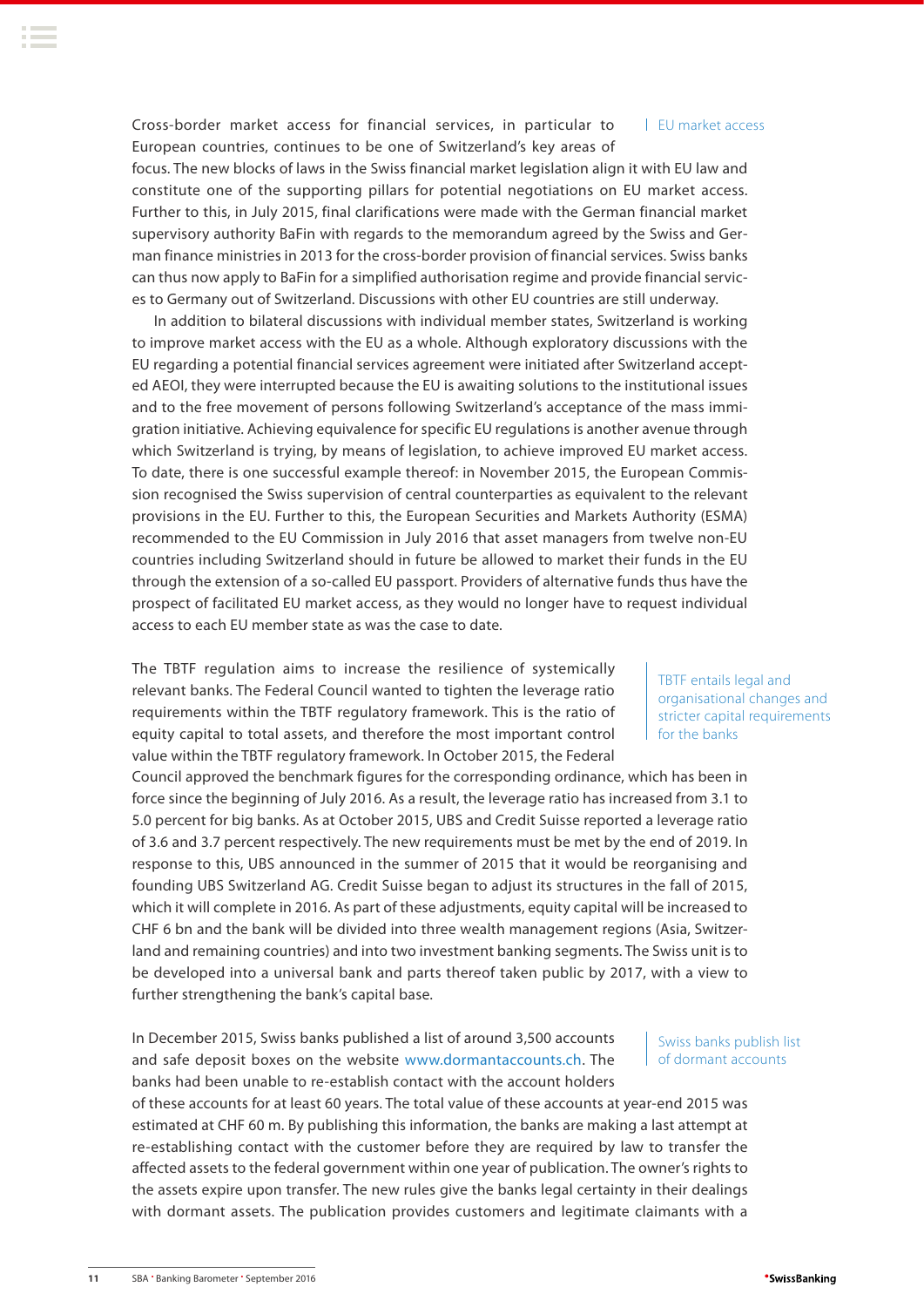EU market access

Cross-border market access for financial services, in particular to European countries, continues to be one of Switzerland's key areas of focus. The new blocks of laws in the Swiss financial market legislation align it with EU law and constitute one of the supporting pillars for potential negotiations on EU market access. Further to this, in July 2015, final clarifications were made with the German financial market supervisory authority BaFin with regards to the memorandum agreed by the Swiss and German finance ministries in 2013 for the cross-border provision of financial services. Swiss banks can thus now apply to BaFin for a simplified authorisation regime and provide financial services to Germany out of Switzerland. Discussions with other EU countries are still underway.

In addition to bilateral discussions with individual member states, Switzerland is working to improve market access with the EU as a whole. Although exploratory discussions with the EU regarding a potential financial services agreement were initiated after Switzerland accepted AEOI, they were interrupted because the EU is awaiting solutions to the institutional issues and to the free movement of persons following Switzerland's acceptance of the mass immigration initiative. Achieving equivalence for specific EU regulations is another avenue through which Switzerland is trying, by means of legislation, to achieve improved EU market access. To date, there is one successful example thereof: in November 2015, the European Commission recognised the Swiss supervision of central counterparties as equivalent to the relevant provisions in the EU. Further to this, the European Securities and Markets Authority (ESMA) recommended to the EU Commission in July 2016 that asset managers from twelve non-EU countries including Switzerland should in future be allowed to market their funds in the EU through the extension of a so-called EU passport. Providers of alternative funds thus have the prospect of facilitated EU market access, as they would no longer have to request individual access to each EU member state as was the case to date.

TBTF entails legal and organisational changes and stricter capital requirements for the banks

The TBTF regulation aims to increase the resilience of systemically relevant banks. The Federal Council wanted to tighten the leverage ratio requirements within the TBTF regulatory framework. This is the ratio of equity capital to total assets, and therefore the most important control value within the TBTF regulatory framework. In October 2015, the Federal Council approved the benchmark figures for the corresponding ordinance, which has been in force since the beginning of July 2016. As a result, the leverage ratio has increased from 3.1 to 5.0 percent for big banks. As at October 2015, UBS and Credit Suisse reported a leverage ratio of 3.6 and 3.7 percent respectively. The new requirements must be met by the end of 2019. In response to this, UBS announced in the summer of 2015 that it would be reorganising and founding UBS Switzerland AG. Credit Suisse began to adjust its structures in the fall of 2015, which it will complete in 2016. As part of these adjustments, equity capital will be increased to CHF 6 bn and the bank will be divided into three wealth management regions (Asia, Switzerland and remaining countries) and into two investment banking segments. The Swiss unit is to be developed into a universal bank and parts thereof taken public by 2017, with a view to further strengthening the bank's capital base.

Swiss banks publish list of dormant accounts

In December 2015, Swiss banks published a list of around 3,500 accounts and safe deposit boxes on the website www.dormantaccounts.ch. The banks had been unable to re-establish contact with the account holders of these accounts for at least 60 years. The total value of these accounts at year-end 2015 was estimated at CHF 60 m. By publishing this information, the banks are making a last attempt at re-establishing contact with the customer before they are required by law to transfer the affected assets to the federal government within one year of publication. The owner's rights to the assets expire upon transfer. The new rules give the banks legal certainty in their dealings with dormant assets. The publication provides customers and legitimate claimants with a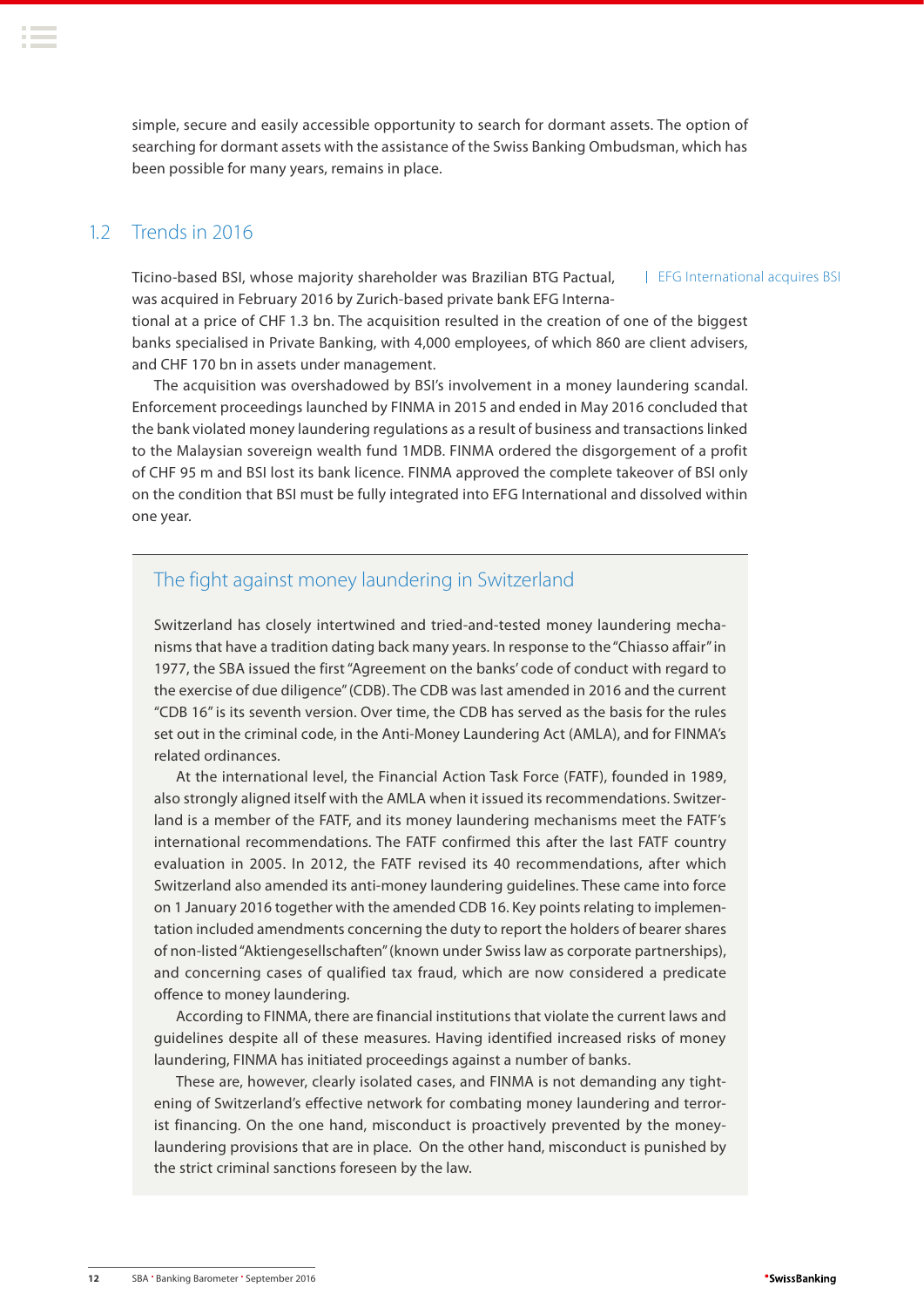simple, secure and easily accessible opportunity to search for dormant assets. The option of searching for dormant assets with the assistance of the Swiss Banking Ombudsman, which has been possible for many years, remains in place.

## 1.2 Trends in 2016

EFG International acquires BSI

Ticino-based BSI, whose majority shareholder was Brazilian BTG Pactual, was acquired in February 2016 by Zurich-based private bank EFG International at a price of CHF 1.3 bn. The acquisition resulted in the creation of one of the biggest banks specialised in Private Banking, with 4,000 employees, of which 860 are client advisers, and CHF 170 bn in assets under management.

The acquisition was overshadowed by BSI's involvement in a money laundering scandal. Enforcement proceedings launched by FINMA in 2015 and ended in May 2016 concluded that the bank violated money laundering regulations as a result of business and transactions linked to the Malaysian sovereign wealth fund 1MDB. FINMA ordered the disgorgement of a profit of CHF 95 m and BSI lost its bank licence. FINMA approved the complete takeover of BSI only on the condition that BSI must be fully integrated into EFG International and dissolved within one year.

### The fight against money laundering in Switzerland

Switzerland has closely intertwined and tried-and-tested money laundering mechanisms that have a tradition dating back many years. In response to the "Chiasso affair" in 1977, the SBA issued the first "Agreement on the banks' code of conduct with regard to the exercise of due diligence" (CDB). The CDB was last amended in 2016 and the current "CDB 16" is its seventh version. Over time, the CDB has served as the basis for the rules set out in the criminal code, in the Anti-Money Laundering Act (AMLA), and for FINMA's related ordinances.

At the international level, the Financial Action Task Force (FATF), founded in 1989, also strongly aligned itself with the AMLA when it issued its recommendations. Switzerland is a member of the FATF, and its money laundering mechanisms meet the FATF's international recommendations. The FATF confirmed this after the last FATF country evaluation in 2005. In 2012, the FATF revised its 40 recommendations, after which Switzerland also amended its anti-money laundering guidelines. These came into force on 1 January 2016 together with the amended CDB 16. Key points relating to implementation included amendments concerning the duty to report the holders of bearer shares of non-listed "Aktiengesellschaften" (known under Swiss law as corporate partnerships), and concerning cases of qualified tax fraud, which are now considered a predicate offence to money laundering.

According to FINMA, there are financial institutions that violate the current laws and guidelines despite all of these measures. Having identified increased risks of money laundering, FINMA has initiated proceedings against a number of banks.

These are, however, clearly isolated cases, and FINMA is not demanding any tightening of Switzerland's effective network for combating money laundering and terrorist financing. On the one hand, misconduct is proactively prevented by the money-laundering provisions that are in place. On the other hand, misconduct is punished by the strict criminal sanctions foreseen by the law.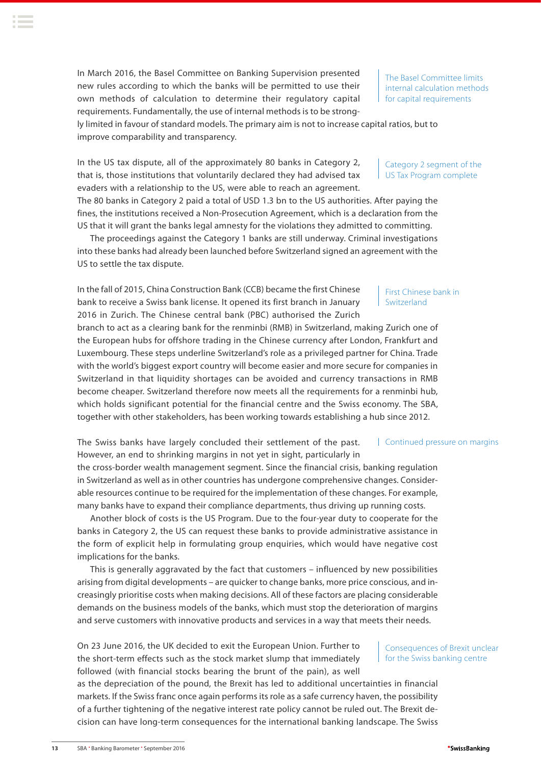**The Basel Committee limits internal calculation methods for capital requirements**

In March 2016, the Basel Committee on Banking Supervision presented new rules according to which the banks will be permitted to use their own methods of calculation to determine their regulatory capital requirements. Fundamentally, the use of internal methods is to be strongly limited in favour of standard models. The primary aim is not to increase capital ratios, but to improve comparability and transparency.

**Category 2 segment of the US Tax Program complete**

In the US tax dispute, all of the approximately 80 banks in Category 2, that is, those institutions that voluntarily declared they had advised tax evaders with a relationship to the US, were able to reach an agreement. The 80 banks in Category 2 paid a total of USD 1.3 bn to the US authorities. After paying the fines, the institutions received a Non-Prosecution Agreement, which is a declaration from the US that it will grant the banks legal amnesty for the violations they admitted to committing.

The proceedings against the Category 1 banks are still underway. Criminal investigations into these banks had already been launched before Switzerland signed an agreement with the US to settle the tax dispute.

**First Chinese bank in Switzerland**

In the fall of 2015, China Construction Bank (CCB) became the first Chinese bank to receive a Swiss bank license. It opened its first branch in January 2016 in Zurich. The Chinese central bank (PBC) authorised the Zurich branch to act as a clearing bank for the renminbi (RMB) in Switzerland, making Zurich one of the European hubs for offshore trading in the Chinese currency after London, Frankfurt and Luxembourg. These steps underline Switzerland's role as a privileged partner for China. Trade with the world's biggest export country will become easier and more secure for companies in Switzerland in that liquidity shortages can be avoided and currency transactions in RMB become cheaper. Switzerland therefore now meets all the requirements for a renminbi hub, which holds significant potential for the financial centre and the Swiss economy. The SBA, together with other stakeholders, has been working towards establishing a hub since 2012.

**Continued pressure on margins**

The Swiss banks have largely concluded their settlement of the past. However, an end to shrinking margins in not yet in sight, particularly in the cross-border wealth management segment. Since the financial crisis, banking regulation in Switzerland as well as in other countries has undergone comprehensive changes. Considerable resources continue to be required for the implementation of these changes. For example, many banks have to expand their compliance departments, thus driving up running costs.

Another block of costs is the US Program. Due to the four-year duty to cooperate for the banks in Category 2, the US can request these banks to provide administrative assistance in the form of explicit help in formulating group enquiries, which would have negative cost implications for the banks.

This is generally aggravated by the fact that customers – influenced by new possibilities arising from digital developments – are quicker to change banks, more price conscious, and increasingly prioritise costs when making decisions. All of these factors are placing considerable demands on the business models of the banks, which must stop the deterioration of margins and serve customers with innovative products and services in a way that meets their needs.

**Consequences of Brexit unclear for the Swiss banking centre**

On 23 June 2016, the UK decided to exit the European Union. Further to the short-term effects such as the stock market slump that immediately followed (with financial stocks bearing the brunt of the pain), as well as the depreciation of the pound, the Brexit has led to additional uncertainties in financial markets. If the Swiss franc once again performs its role as a safe currency haven, the possibility of a further tightening of the negative interest rate policy cannot be ruled out. The Brexit decision can have long-term consequences for the international banking landscape. The Swiss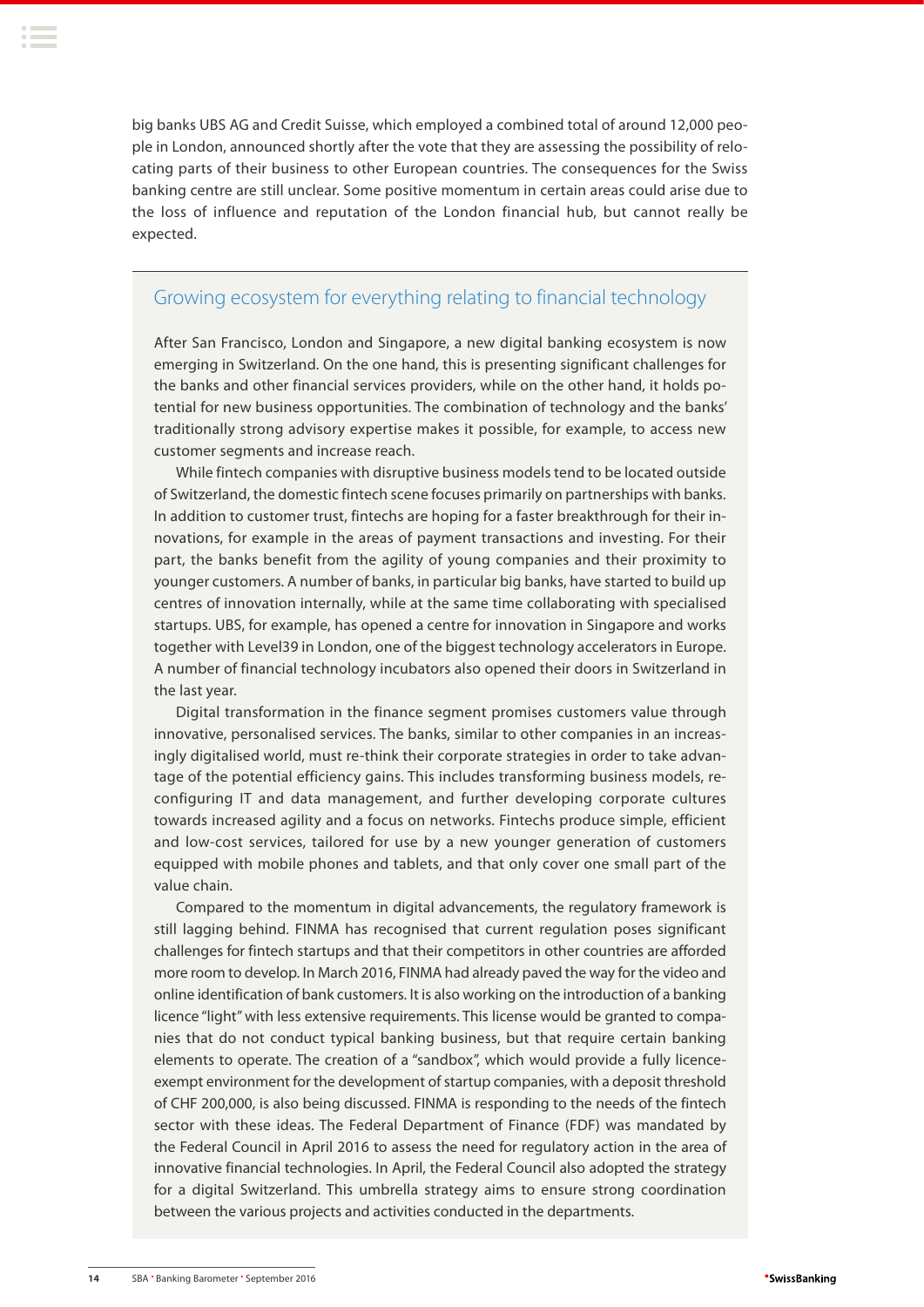big banks UBS AG and Credit Suisse, which employed a combined total of around 12,000 people in London, announced shortly after the vote that they are assessing the possibility of relocating parts of their business to other European countries. The consequences for the Swiss banking centre are still unclear. Some positive momentum in certain areas could arise due to the loss of influence and reputation of the London financial hub, but cannot really be expected.

## Growing ecosystem for everything relating to financial technology

After San Francisco, London and Singapore, a new digital banking ecosystem is now emerging in Switzerland. On the one hand, this is presenting significant challenges for the banks and other financial services providers, while on the other hand, it holds potential for new business opportunities. The combination of technology and the banks' traditionally strong advisory expertise makes it possible, for example, to access new customer segments and increase reach.

While fintech companies with disruptive business models tend to be located outside of Switzerland, the domestic fintech scene focuses primarily on partnerships with banks. In addition to customer trust, fintechs are hoping for a faster breakthrough for their innovations, for example in the areas of payment transactions and investing. For their part, the banks benefit from the agility of young companies and their proximity to younger customers. A number of banks, in particular big banks, have started to build up centres of innovation internally, while at the same time collaborating with specialised startups. UBS, for example, has opened a centre for innovation in Singapore and works together with Level39 in London, one of the biggest technology accelerators in Europe. A number of financial technology incubators also opened their doors in Switzerland in the last year.

Digital transformation in the finance segment promises customers value through innovative, personalised services. The banks, similar to other companies in an increasingly digitalised world, must re-think their corporate strategies in order to take advantage of the potential efficiency gains. This includes transforming business models, reconfiguring IT and data management, and further developing corporate cultures towards increased agility and a focus on networks. Fintechs produce simple, efficient and low-cost services, tailored for use by a new younger generation of customers equipped with mobile phones and tablets, and that only cover one small part of the value chain.

Compared to the momentum in digital advancements, the regulatory framework is still lagging behind. FINMA has recognised that current regulation poses significant challenges for fintech startups and that their competitors in other countries are afforded more room to develop. In March 2016, FINMA had already paved the way for the video and online identification of bank customers. It is also working on the introduction of a banking licence "light" with less extensive requirements. This license would be granted to companies that do not conduct typical banking business, but that require certain banking elements to operate. The creation of a "sandbox", which would provide a fully licence-exempt environment for the development of startup companies, with a deposit threshold of CHF 200,000, is also being discussed. FINMA is responding to the needs of the fintech sector with these ideas. The Federal Department of Finance (FDF) was mandated by the Federal Council in April 2016 to assess the need for regulatory action in the area of innovative financial technologies. In April, the Federal Council also adopted the strategy for a digital Switzerland. This umbrella strategy aims to ensure strong coordination between the various projects and activities conducted in the departments.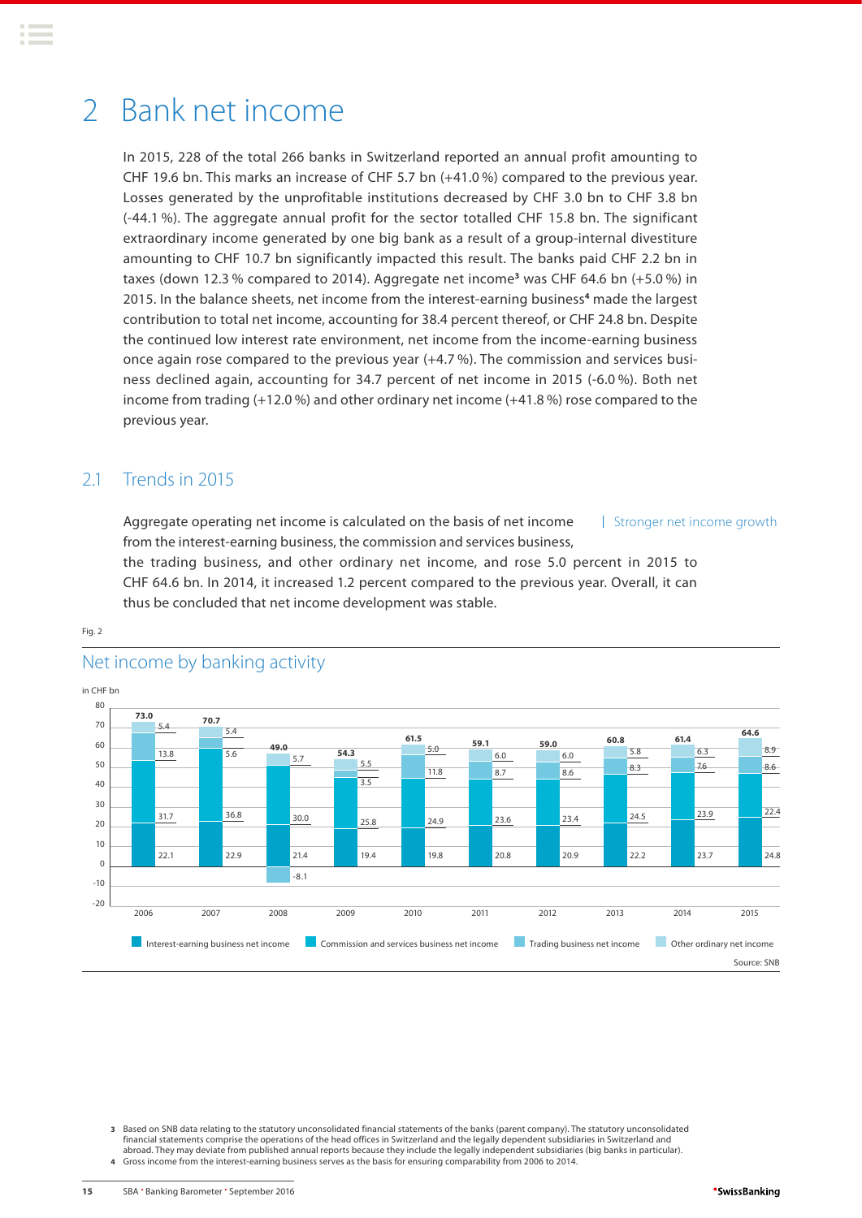# 2 Bank net income

In 2015, 228 of the total 266 banks in Switzerland reported an annual profit amounting to CHF 19.6 bn. This marks an increase of CHF 5.7 bn (+41.0 %) compared to the previous year. Losses generated by the unprofitable institutions decreased by CHF 3.0 bn to CHF 3.8 bn (-44.1 %). The aggregate annual profit for the sector totalled CHF 15.8 bn. The significant extraordinary income generated by one big bank as a result of a group-internal divestiture amounting to CHF 10.7 bn significantly impacted this result. The banks paid CHF 2.2 bn in taxes (down 12.3 % compared to 2014). Aggregate net income[3] was CHF 64.6 bn (+5.0 %) in 2015. In the balance sheets, net income from the interest-earning business[4] made the largest contribution to total net income, accounting for 38.4 percent thereof, or CHF 24.8 bn. Despite the continued low interest rate environment, net income from the income-earning business once again rose compared to the previous year (+4.7 %). The commission and services business declined again, accounting for 34.7 percent of net income in 2015 (-6.0 %). Both net income from trading (+12.0 %) and other ordinary net income (+41.8 %) rose compared to the previous year.

## 2.1 Trends in 2015

| Stronger net income growth

Aggregate operating net income is calculated on the basis of net income from the interest-earning business, the commission and services business, the trading business, and other ordinary net income, and rose 5.0 percent in 2015 to CHF 64.6 bn. In 2014, it increased 1.2 percent compared to the previous year. Overall, it can thus be concluded that net income development was stable.

Fig. 2

### Net income by banking activity

in CHF bn

| Year | Interest-earning business net income | Commission and services business net income | Trading business net income | Other ordinary net income | Total |
|---|---|---|---|---|---|
| 2006 | 22.1 | 31.7 | 13.8 | 5.4 | 73.0 |
| 2007 | 22.9 | 36.8 | 5.6 | 5.4 | 70.7 |
| 2008 | 21.4 | 30.0 | -8.1 | 5.7 | 49.0 |
| 2009 | 19.4 | 25.8 | 3.5 | 5.5 | 54.3 |
| 2010 | 19.8 | 24.9 | 11.8 | 5.0 | 61.5 |
| 2011 | 20.8 | 23.6 | 8.7 | 6.0 | 59.1 |
| 2012 | 20.9 | 23.4 | 8.6 | 6.0 | 59.0 |
| 2013 | 22.2 | 24.5 | 8.3 | 5.8 | 60.8 |
| 2014 | 23.7 | 23.9 | 7.6 | 6.3 | 61.4 |
| 2015 | 24.8 | 22.4 | 8.6 | 8.9 | 64.6 |

Source: SNB

3 Based on SNB data relating to the statutory unconsolidated financial statements of the banks (parent company). The statutory unconsolidated financial statements comprise the operations of the head offices in Switzerland and the legally dependent subsidiaries in Switzerland and abroad. They may deviate from published annual reports because they include the legally independent subsidiaries (big banks in particular).
4 Gross income from the interest-earning business serves as the basis for ensuring comparability from 2006 to 2014.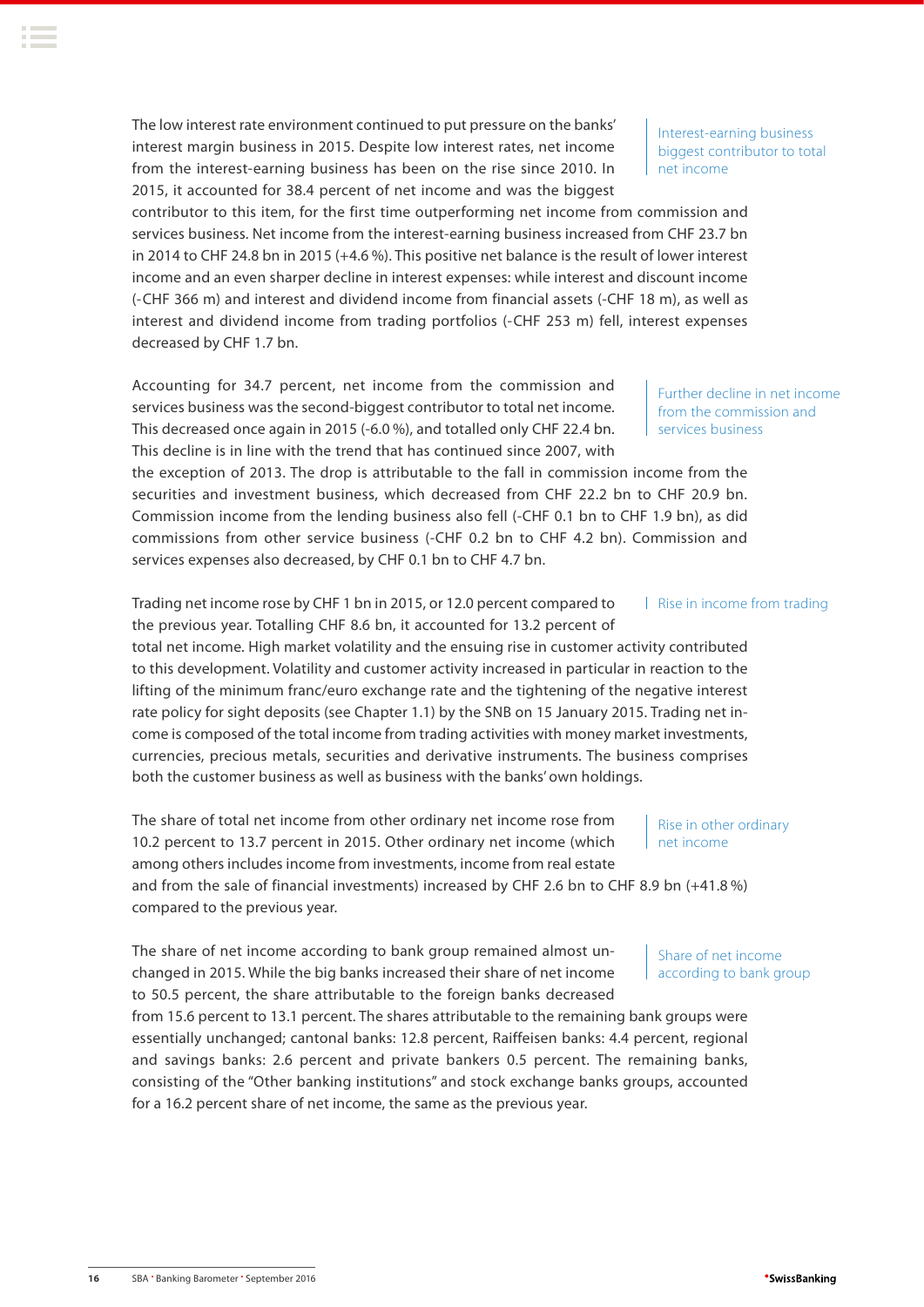The low interest rate environment continued to put pressure on the banks' interest margin business in 2015. Despite low interest rates, net income from the interest-earning business has been on the rise since 2010. In 2015, it accounted for 38.4 percent of net income and was the biggest contributor to this item, for the first time outperforming net income from commission and services business. Net income from the interest-earning business increased from CHF 23.7 bn in 2014 to CHF 24.8 bn in 2015 (+4.6 %). This positive net balance is the result of lower interest income and an even sharper decline in interest expenses: while interest and discount income (-CHF 366 m) and interest and dividend income from financial assets (-CHF 18 m), as well as interest and dividend income from trading portfolios (-CHF 253 m) fell, interest expenses decreased by CHF 1.7 bn.

*Interest-earning business biggest contributor to total net income*

Accounting for 34.7 percent, net income from the commission and services business was the second-biggest contributor to total net income. This decreased once again in 2015 (-6.0 %), and totalled only CHF 22.4 bn. This decline is in line with the trend that has continued since 2007, with the exception of 2013. The drop is attributable to the fall in commission income from the securities and investment business, which decreased from CHF 22.2 bn to CHF 20.9 bn. Commission income from the lending business also fell (-CHF 0.1 bn to CHF 1.9 bn), as did commissions from other service business (-CHF 0.2 bn to CHF 4.2 bn). Commission and services expenses also decreased, by CHF 0.1 bn to CHF 4.7 bn.

*Further decline in net income from the commission and services business*

Trading net income rose by CHF 1 bn in 2015, or 12.0 percent compared to the previous year. Totalling CHF 8.6 bn, it accounted for 13.2 percent of total net income. High market volatility and the ensuing rise in customer activity contributed to this development. Volatility and customer activity increased in particular in reaction to the lifting of the minimum franc/euro exchange rate and the tightening of the negative interest rate policy for sight deposits (see Chapter 1.1) by the SNB on 15 January 2015. Trading net income is composed of the total income from trading activities with money market investments, currencies, precious metals, securities and derivative instruments. The business comprises both the customer business as well as business with the banks' own holdings.

*Rise in income from trading*

The share of total net income from other ordinary net income rose from 10.2 percent to 13.7 percent in 2015. Other ordinary net income (which among others includes income from investments, income from real estate and from the sale of financial investments) increased by CHF 2.6 bn to CHF 8.9 bn (+41.8 %) compared to the previous year.

*Rise in other ordinary net income*

The share of net income according to bank group remained almost unchanged in 2015. While the big banks increased their share of net income to 50.5 percent, the share attributable to the foreign banks decreased from 15.6 percent to 13.1 percent. The shares attributable to the remaining bank groups were essentially unchanged; cantonal banks: 12.8 percent, Raiffeisen banks: 4.4 percent, regional and savings banks: 2.6 percent and private bankers 0.5 percent. The remaining banks, consisting of the "Other banking institutions" and stock exchange banks groups, accounted for a 16.2 percent share of net income, the same as the previous year.

*Share of net income according to bank group*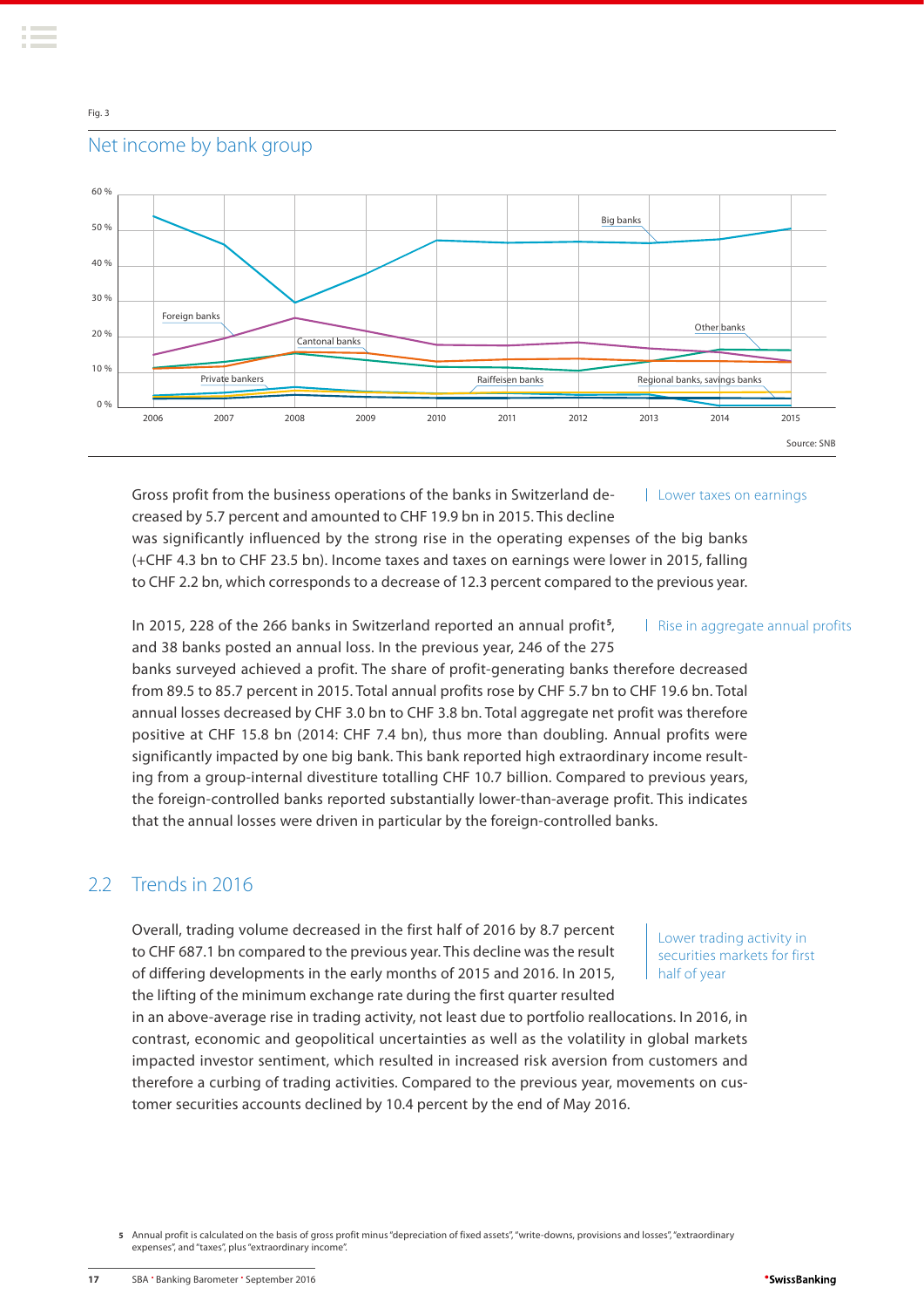Fig. 3

## Net income by bank group

Source: SNB

Gross profit from the business operations of the banks in Switzerland decreased by 5.7 percent and amounted to CHF 19.9 bn in 2015. This decline was significantly influenced by the strong rise in the operating expenses of the big banks (+CHF 4.3 bn to CHF 23.5 bn). Income taxes and taxes on earnings were lower in 2015, falling to CHF 2.2 bn, which corresponds to a decrease of 12.3 percent compared to the previous year.

*Lower taxes on earnings*

In 2015, 228 of the 266 banks in Switzerland reported an annual profit[5], and 38 banks posted an annual loss. In the previous year, 246 of the 275 banks surveyed achieved a profit. The share of profit-generating banks therefore decreased from 89.5 to 85.7 percent in 2015. Total annual profits rose by CHF 5.7 bn to CHF 19.6 bn. Total annual losses decreased by CHF 3.0 bn to CHF 3.8 bn. Total aggregate net profit was therefore positive at CHF 15.8 bn (2014: CHF 7.4 bn), thus more than doubling. Annual profits were significantly impacted by one big bank. This bank reported high extraordinary income resulting from a group-internal divestiture totalling CHF 10.7 billion. Compared to previous years, the foreign-controlled banks reported substantially lower-than-average profit. This indicates that the annual losses were driven in particular by the foreign-controlled banks.

*Rise in aggregate annual profits*

## 2.2 Trends in 2016

Overall, trading volume decreased in the first half of 2016 by 8.7 percent to CHF 687.1 bn compared to the previous year. This decline was the result of differing developments in the early months of 2015 and 2016. In 2015, the lifting of the minimum exchange rate during the first quarter resulted in an above-average rise in trading activity, not least due to portfolio reallocations. In 2016, in contrast, economic and geopolitical uncertainties as well as the volatility in global markets impacted investor sentiment, which resulted in increased risk aversion from customers and therefore a curbing of trading activities. Compared to the previous year, movements on customer securities accounts declined by 10.4 percent by the end of May 2016.

*Lower trading activity in securities markets for first half of year*

[5] Annual profit is calculated on the basis of gross profit minus "depreciation of fixed assets", "write-downs, provisions and losses", "extraordinary expenses", and "taxes", plus "extraordinary income".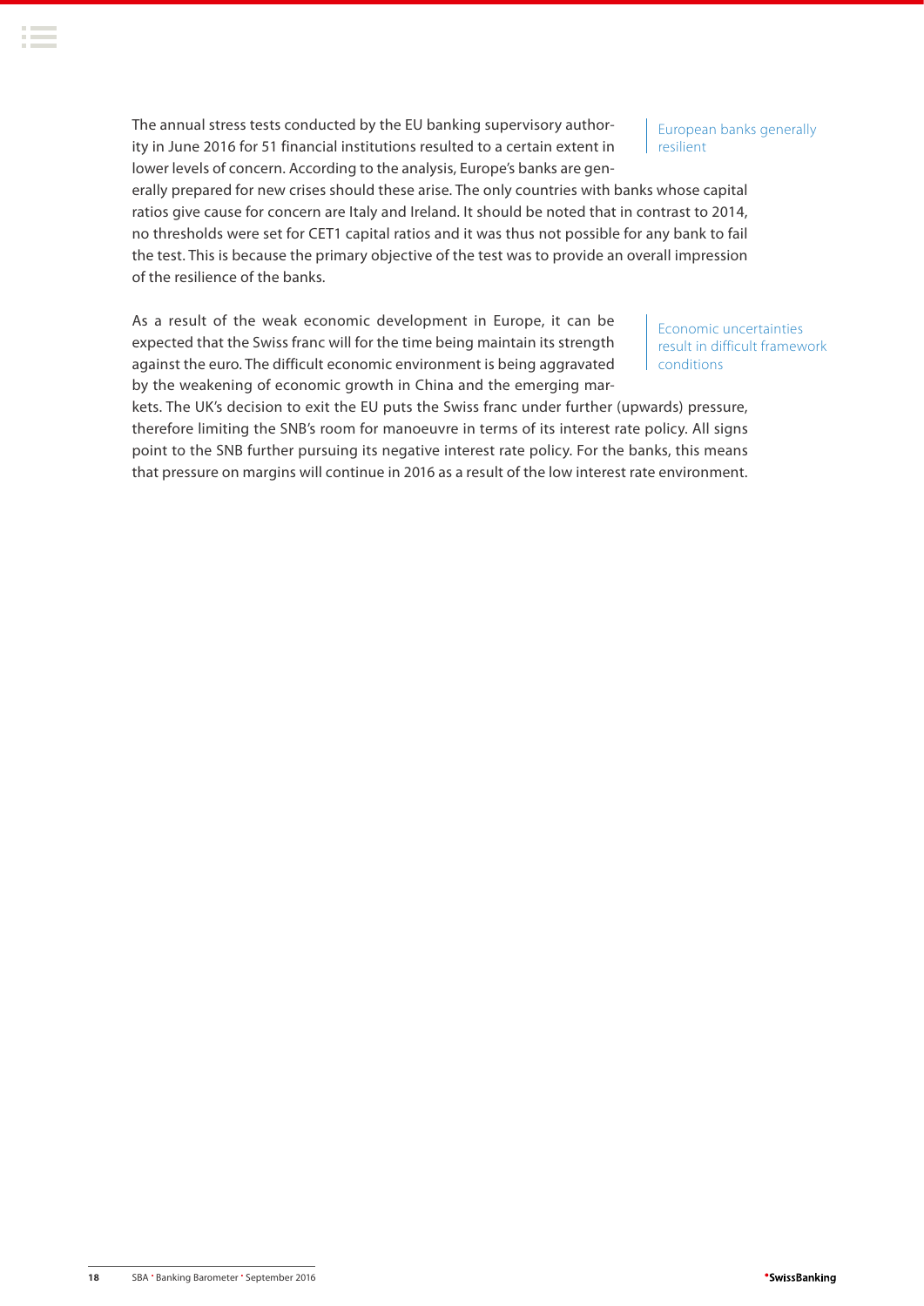European banks generally resilient

The annual stress tests conducted by the EU banking supervisory authority in June 2016 for 51 financial institutions resulted to a certain extent in lower levels of concern. According to the analysis, Europe's banks are generally prepared for new crises should these arise. The only countries with banks whose capital ratios give cause for concern are Italy and Ireland. It should be noted that in contrast to 2014, no thresholds were set for CET1 capital ratios and it was thus not possible for any bank to fail the test. This is because the primary objective of the test was to provide an overall impression of the resilience of the banks.

Economic uncertainties result in difficult framework conditions

As a result of the weak economic development in Europe, it can be expected that the Swiss franc will for the time being maintain its strength against the euro. The difficult economic environment is being aggravated by the weakening of economic growth in China and the emerging markets. The UK's decision to exit the EU puts the Swiss franc under further (upwards) pressure, therefore limiting the SNB's room for manoeuvre in terms of its interest rate policy. All signs point to the SNB further pursuing its negative interest rate policy. For the banks, this means that pressure on margins will continue in 2016 as a result of the low interest rate environment.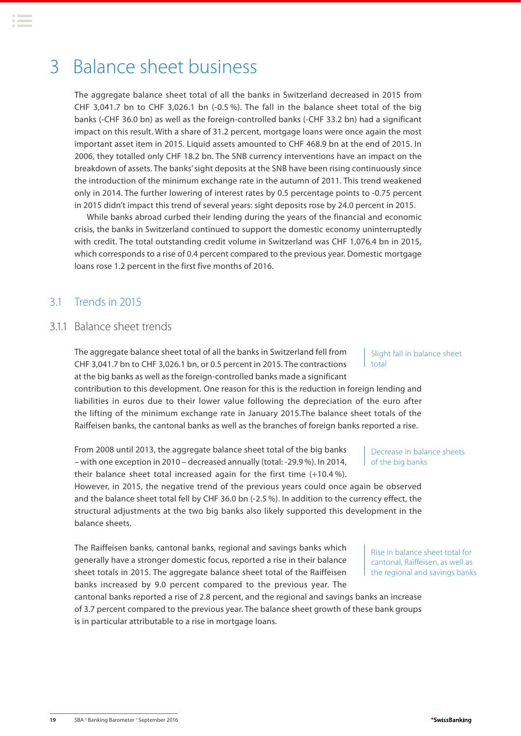# 3 Balance sheet business

The aggregate balance sheet total of all the banks in Switzerland decreased in 2015 from CHF 3,041.7 bn to CHF 3,026.1 bn (-0.5 %). The fall in the balance sheet total of the big banks (-CHF 36.0 bn) as well as the foreign-controlled banks (-CHF 33.2 bn) had a significant impact on this result. With a share of 31.2 percent, mortgage loans were once again the most important asset item in 2015. Liquid assets amounted to CHF 468.9 bn at the end of 2015. In 2006, they totalled only CHF 18.2 bn. The SNB currency interventions have an impact on the breakdown of assets. The banks' sight deposits at the SNB have been rising continuously since the introduction of the minimum exchange rate in the autumn of 2011. This trend weakened only in 2014. The further lowering of interest rates by 0.5 percentage points to -0.75 percent in 2015 didn't impact this trend of several years: sight deposits rose by 24.0 percent in 2015.

While banks abroad curbed their lending during the years of the financial and economic crisis, the banks in Switzerland continued to support the domestic economy uninterruptedly with credit. The total outstanding credit volume in Switzerland was CHF 1,076.4 bn in 2015, which corresponds to a rise of 0.4 percent compared to the previous year. Domestic mortgage loans rose 1.2 percent in the first five months of 2016.

## 3.1 Trends in 2015

### 3.1.1 Balance sheet trends

*Slight fall in balance sheet total*

The aggregate balance sheet total of all the banks in Switzerland fell from CHF 3,041.7 bn to CHF 3,026.1 bn, or 0.5 percent in 2015. The contractions at the big banks as well as the foreign-controlled banks made a significant contribution to this development. One reason for this is the reduction in foreign lending and liabilities in euros due to their lower value following the depreciation of the euro after the lifting of the minimum exchange rate in January 2015.The balance sheet totals of the Raiffeisen banks, the cantonal banks as well as the branches of foreign banks reported a rise.

*Decrease in balance sheets of the big banks*

From 2008 until 2013, the aggregate balance sheet total of the big banks – with one exception in 2010 – decreased annually (total: -29.9 %). In 2014, their balance sheet total increased again for the first time (+10.4 %). However, in 2015, the negative trend of the previous years could once again be observed and the balance sheet total fell by CHF 36.0 bn (-2.5 %). In addition to the currency effect, the structural adjustments at the two big banks also likely supported this development in the balance sheets.

*Rise in balance sheet total for cantonal, Raiffeisen, as well as the regional and savings banks*

The Raiffeisen banks, cantonal banks, regional and savings banks which generally have a stronger domestic focus, reported a rise in their balance sheet totals in 2015. The aggregate balance sheet total of the Raiffeisen banks increased by 9.0 percent compared to the previous year. The cantonal banks reported a rise of 2.8 percent, and the regional and savings banks an increase of 3.7 percent compared to the previous year. The balance sheet growth of these bank groups is in particular attributable to a rise in mortgage loans.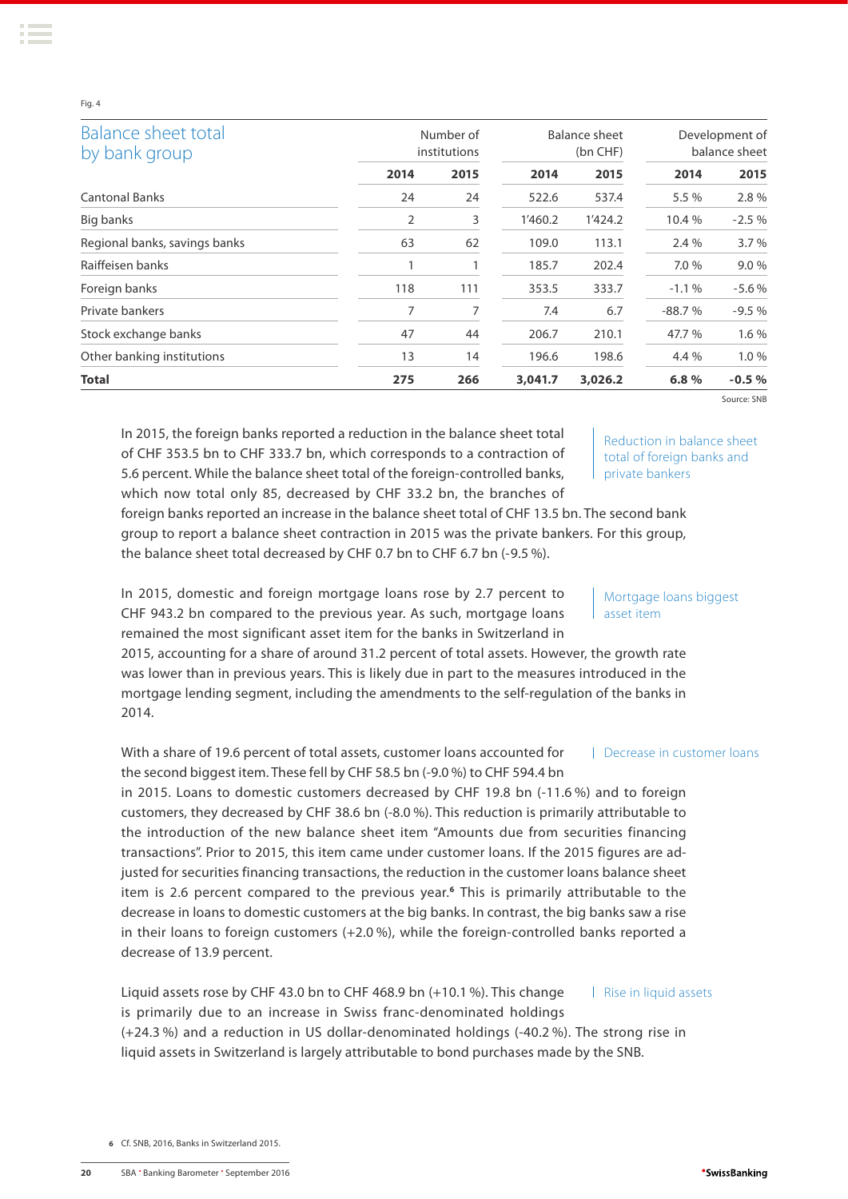Fig. 4

| Balance sheet total by bank group | Number of institutions | | Balance sheet (bn CHF) | | Development of balance sheet | |
|---|---|---|---|---|---|---|
| | **2014** | **2015** | **2014** | **2015** | **2014** | **2015** |
| Cantonal Banks | 24 | 24 | 522.6 | 537.4 | 5.5 % | 2.8 % |
| Big banks | 2 | 3 | 1'460.2 | 1'424.2 | 10.4 % | -2.5 % |
| Regional banks, savings banks | 63 | 62 | 109.0 | 113.1 | 2.4 % | 3.7 % |
| Raiffeisen banks | 1 | 1 | 185.7 | 202.4 | 7.0 % | 9.0 % |
| Foreign banks | 118 | 111 | 353.5 | 333.7 | -1.1 % | -5.6 % |
| Private bankers | 7 | 7 | 7.4 | 6.7 | -88.7 % | -9.5 % |
| Stock exchange banks | 47 | 44 | 206.7 | 210.1 | 47.7 % | 1.6 % |
| Other banking institutions | 13 | 14 | 196.6 | 198.6 | 4.4 % | 1.0 % |
| **Total** | **275** | **266** | **3,041.7** | **3,026.2** | **6.8 %** | **-0.5 %** |

Source: SNB

**Reduction in balance sheet total of foreign banks and private bankers**

In 2015, the foreign banks reported a reduction in the balance sheet total of CHF 353.5 bn to CHF 333.7 bn, which corresponds to a contraction of 5.6 percent. While the balance sheet total of the foreign-controlled banks, which now total only 85, decreased by CHF 33.2 bn, the branches of foreign banks reported an increase in the balance sheet total of CHF 13.5 bn. The second bank group to report a balance sheet contraction in 2015 was the private bankers. For this group, the balance sheet total decreased by CHF 0.7 bn to CHF 6.7 bn (-9.5 %).

**Mortgage loans biggest asset item**

In 2015, domestic and foreign mortgage loans rose by 2.7 percent to CHF 943.2 bn compared to the previous year. As such, mortgage loans remained the most significant asset item for the banks in Switzerland in 2015, accounting for a share of around 31.2 percent of total assets. However, the growth rate was lower than in previous years. This is likely due in part to the measures introduced in the mortgage lending segment, including the amendments to the self-regulation of the banks in 2014.

**Decrease in customer loans**

With a share of 19.6 percent of total assets, customer loans accounted for the second biggest item. These fell by CHF 58.5 bn (-9.0 %) to CHF 594.4 bn in 2015. Loans to domestic customers decreased by CHF 19.8 bn (-11.6 %) and to foreign customers, they decreased by CHF 38.6 bn (-8.0 %). This reduction is primarily attributable to the introduction of the new balance sheet item "Amounts due from securities financing transactions". Prior to 2015, this item came under customer loans. If the 2015 figures are adjusted for securities financing transactions, the reduction in the customer loans balance sheet item is 2.6 percent compared to the previous year.[6] This is primarily attributable to the decrease in loans to domestic customers at the big banks. In contrast, the big banks saw a rise in their loans to foreign customers (+2.0 %), while the foreign-controlled banks reported a decrease of 13.9 percent.

**Rise in liquid assets**

Liquid assets rose by CHF 43.0 bn to CHF 468.9 bn (+10.1 %). This change is primarily due to an increase in Swiss franc-denominated holdings (+24.3 %) and a reduction in US dollar-denominated holdings (-40.2 %). The strong rise in liquid assets in Switzerland is largely attributable to bond purchases made by the SNB.

[6] Cf. SNB, 2016, Banks in Switzerland 2015.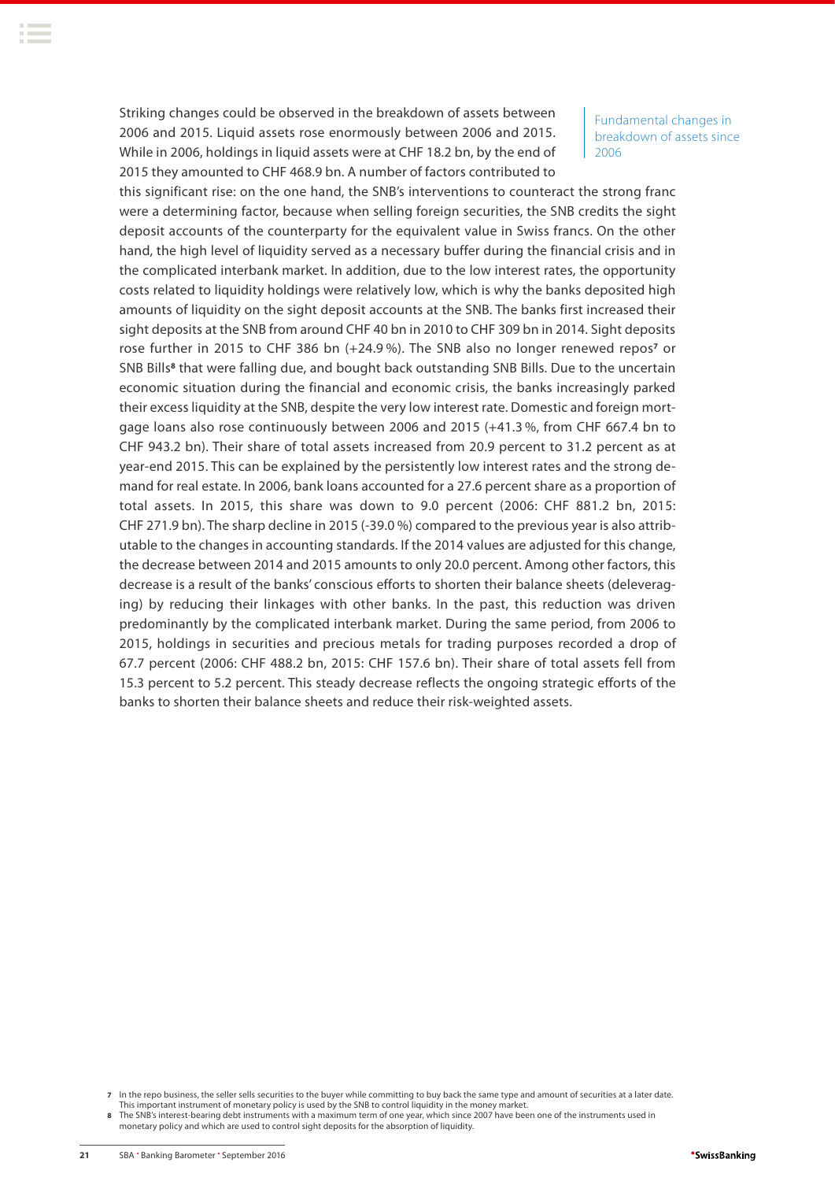Fundamental changes in breakdown of assets since 2006

Striking changes could be observed in the breakdown of assets between 2006 and 2015. Liquid assets rose enormously between 2006 and 2015. While in 2006, holdings in liquid assets were at CHF 18.2 bn, by the end of 2015 they amounted to CHF 468.9 bn. A number of factors contributed to this significant rise: on the one hand, the SNB's interventions to counteract the strong franc were a determining factor, because when selling foreign securities, the SNB credits the sight deposit accounts of the counterparty for the equivalent value in Swiss francs. On the other hand, the high level of liquidity served as a necessary buffer during the financial crisis and in the complicated interbank market. In addition, due to the low interest rates, the opportunity costs related to liquidity holdings were relatively low, which is why the banks deposited high amounts of liquidity on the sight deposit accounts at the SNB. The banks first increased their sight deposits at the SNB from around CHF 40 bn in 2010 to CHF 309 bn in 2014. Sight deposits rose further in 2015 to CHF 386 bn (+24.9 %). The SNB also no longer renewed repos[7] or SNB Bills[8] that were falling due, and bought back outstanding SNB Bills. Due to the uncertain economic situation during the financial and economic crisis, the banks increasingly parked their excess liquidity at the SNB, despite the very low interest rate. Domestic and foreign mortgage loans also rose continuously between 2006 and 2015 (+41.3 %, from CHF 667.4 bn to CHF 943.2 bn). Their share of total assets increased from 20.9 percent to 31.2 percent as at year-end 2015. This can be explained by the persistently low interest rates and the strong demand for real estate. In 2006, bank loans accounted for a 27.6 percent share as a proportion of total assets. In 2015, this share was down to 9.0 percent (2006: CHF 881.2 bn, 2015: CHF 271.9 bn). The sharp decline in 2015 (-39.0 %) compared to the previous year is also attributable to the changes in accounting standards. If the 2014 values are adjusted for this change, the decrease between 2014 and 2015 amounts to only 20.0 percent. Among other factors, this decrease is a result of the banks' conscious efforts to shorten their balance sheets (deleveraging) by reducing their linkages with other banks. In the past, this reduction was driven predominantly by the complicated interbank market. During the same period, from 2006 to 2015, holdings in securities and precious metals for trading purposes recorded a drop of 67.7 percent (2006: CHF 488.2 bn, 2015: CHF 157.6 bn). Their share of total assets fell from 15.3 percent to 5.2 percent. This steady decrease reflects the ongoing strategic efforts of the banks to shorten their balance sheets and reduce their risk-weighted assets.

[7] In the repo business, the seller sells securities to the buyer while committing to buy back the same type and amount of securities at a later date. This important instrument of monetary policy is used by the SNB to control liquidity in the money market.

[8] The SNB's interest-bearing debt instruments with a maximum term of one year, which since 2007 have been one of the instruments used in monetary policy and which are used to control sight deposits for the absorption of liquidity.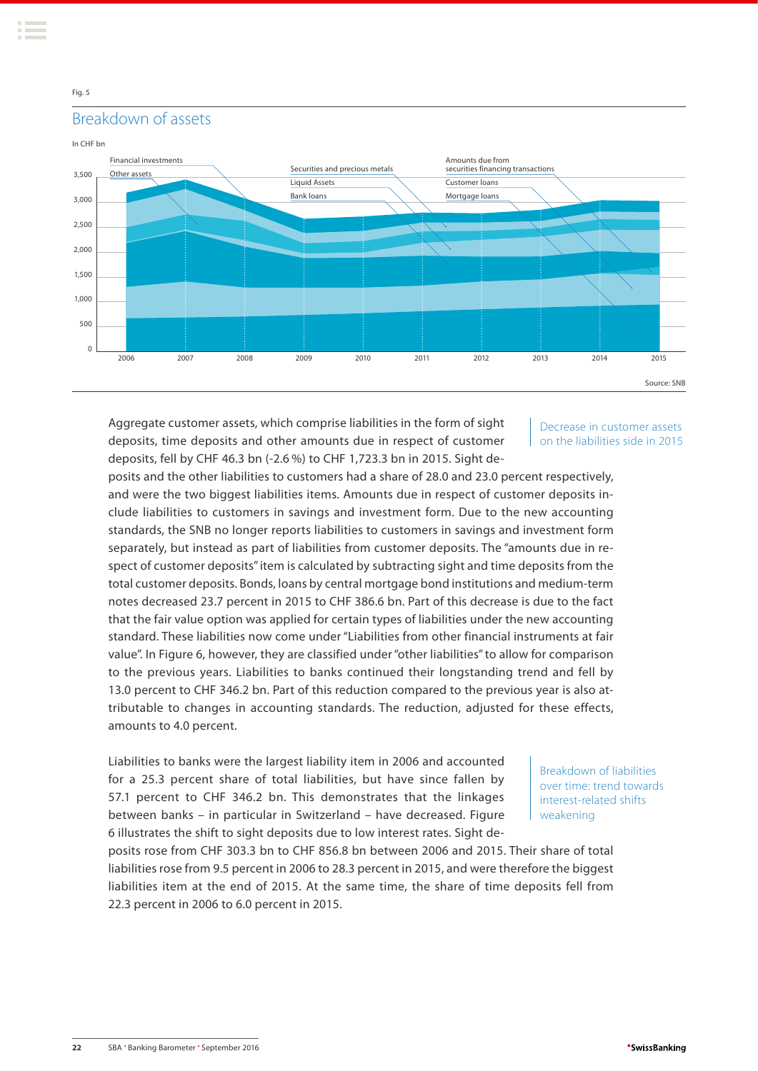Fig. 5

## Breakdown of assets

In CHF bn

Financial investments
Other assets
Securities and precious metals
Liquid Assets
Bank loans
Amounts due from securities financing transactions
Customer loans
Mortgage loans

3,500
3,000
2,500
2,000
1,500
1,000
500
0

2006 2007 2008 2009 2010 2011 2012 2013 2014 2015

Source: SNB

Decrease in customer assets on the liabilities side in 2015

Aggregate customer assets, which comprise liabilities in the form of sight deposits, time deposits and other amounts due in respect of customer deposits, fell by CHF 46.3 bn (-2.6 %) to CHF 1,723.3 bn in 2015. Sight deposits and the other liabilities to customers had a share of 28.0 and 23.0 percent respectively, and were the two biggest liabilities items. Amounts due in respect of customer deposits include liabilities to customers in savings and investment form. Due to the new accounting standards, the SNB no longer reports liabilities to customers in savings and investment form separately, but instead as part of liabilities from customer deposits. The "amounts due in respect of customer deposits" item is calculated by subtracting sight and time deposits from the total customer deposits. Bonds, loans by central mortgage bond institutions and medium-term notes decreased 23.7 percent in 2015 to CHF 386.6 bn. Part of this decrease is due to the fact that the fair value option was applied for certain types of liabilities under the new accounting standard. These liabilities now come under "Liabilities from other financial instruments at fair value". In Figure 6, however, they are classified under "other liabilities" to allow for comparison to the previous years. Liabilities to banks continued their longstanding trend and fell by 13.0 percent to CHF 346.2 bn. Part of this reduction compared to the previous year is also attributable to changes in accounting standards. The reduction, adjusted for these effects, amounts to 4.0 percent.

Breakdown of liabilities over time: trend towards interest-related shifts weakening

Liabilities to banks were the largest liability item in 2006 and accounted for a 25.3 percent share of total liabilities, but have since fallen by 57.1 percent to CHF 346.2 bn. This demonstrates that the linkages between banks – in particular in Switzerland – have decreased. Figure 6 illustrates the shift to sight deposits due to low interest rates. Sight deposits rose from CHF 303.3 bn to CHF 856.8 bn between 2006 and 2015. Their share of total liabilities rose from 9.5 percent in 2006 to 28.3 percent in 2015, and were therefore the biggest liabilities item at the end of 2015. At the same time, the share of time deposits fell from 22.3 percent in 2006 to 6.0 percent in 2015.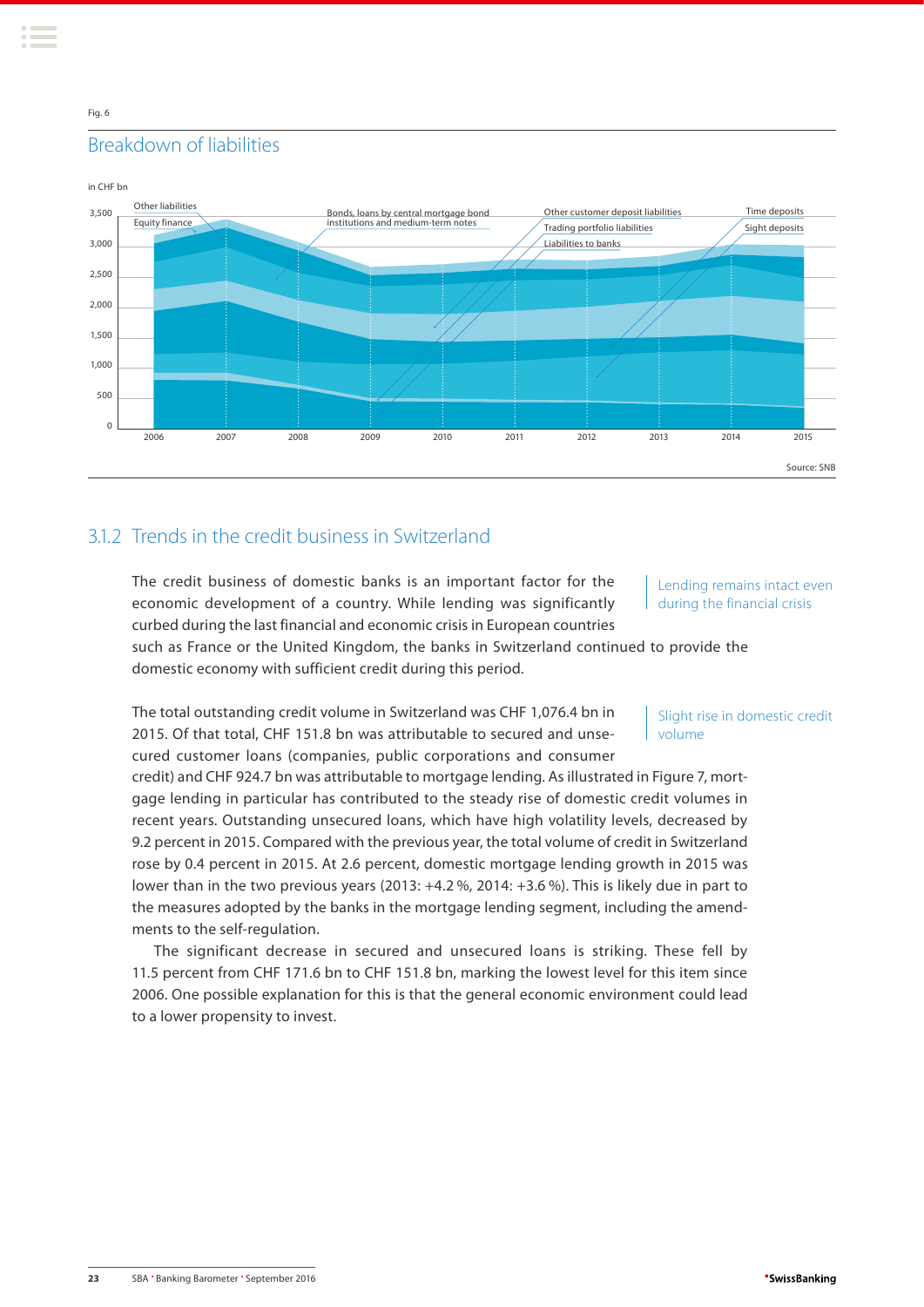Fig. 6

## Breakdown of liabilities

in CHF bn

Other liabilities
Equity finance
Bonds, loans by central mortgage bond institutions and medium-term notes
Other customer deposit liabilities
Trading portfolio liabilities
Liabilities to banks
Time deposits
Sight deposits

Source: SNB

## 3.1.2 Trends in the credit business in Switzerland

*Lending remains intact even during the financial crisis*

The credit business of domestic banks is an important factor for the economic development of a country. While lending was significantly curbed during the last financial and economic crisis in European countries such as France or the United Kingdom, the banks in Switzerland continued to provide the domestic economy with sufficient credit during this period.

*Slight rise in domestic credit volume*

The total outstanding credit volume in Switzerland was CHF 1,076.4 bn in 2015. Of that total, CHF 151.8 bn was attributable to secured and unsecured customer loans (companies, public corporations and consumer credit) and CHF 924.7 bn was attributable to mortgage lending. As illustrated in Figure 7, mortgage lending in particular has contributed to the steady rise of domestic credit volumes in recent years. Outstanding unsecured loans, which have high volatility levels, decreased by 9.2 percent in 2015. Compared with the previous year, the total volume of credit in Switzerland rose by 0.4 percent in 2015. At 2.6 percent, domestic mortgage lending growth in 2015 was lower than in the two previous years (2013: +4.2 %, 2014: +3.6 %). This is likely due in part to the measures adopted by the banks in the mortgage lending segment, including the amendments to the self-regulation.

The significant decrease in secured and unsecured loans is striking. These fell by 11.5 percent from CHF 171.6 bn to CHF 151.8 bn, marking the lowest level for this item since 2006. One possible explanation for this is that the general economic environment could lead to a lower propensity to invest.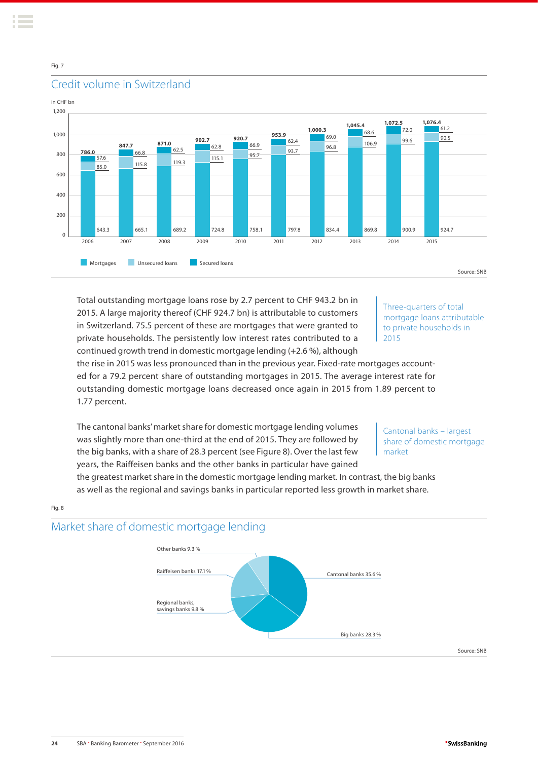Fig. 7

## Credit volume in Switzerland

in CHF bn

| Year | Mortgages | Unsecured loans | Secured loans | Total |
|---|---|---|---|---|
| 2006 | 643.3 | 85.0 | 57.6 | 786.0 |
| 2007 | 665.1 | 115.8 | 66.8 | 847.7 |
| 2008 | 689.2 | 119.3 | 62.5 | 871.0 |
| 2009 | 724.8 | 115.1 | 62.8 | 902.7 |
| 2010 | 758.1 | 95.7 | 66.9 | 920.7 |
| 2011 | 797.8 | 93.7 | 62.4 | 953.9 |
| 2012 | 834.4 | 96.8 | 69.0 | 1,000.3 |
| 2013 | 869.8 | 106.9 | 68.6 | 1,045.4 |
| 2014 | 900.9 | 99.6 | 72.0 | 1,072.5 |
| 2015 | 924.7 | 90.5 | 61.2 | 1,076.4 |

Source: SNB

Total outstanding mortgage loans rose by 2.7 percent to CHF 943.2 bn in 2015. A large majority thereof (CHF 924.7 bn) is attributable to customers in Switzerland. 75.5 percent of these are mortgages that were granted to private households. The persistently low interest rates contributed to a continued growth trend in domestic mortgage lending (+2.6 %), although the rise in 2015 was less pronounced than in the previous year. Fixed-rate mortgages accounted for a 79.2 percent share of outstanding mortgages in 2015. The average interest rate for outstanding domestic mortgage loans decreased once again in 2015 from 1.89 percent to 1.77 percent.

*Three-quarters of total mortgage loans attributable to private households in 2015*

The cantonal banks' market share for domestic mortgage lending volumes was slightly more than one-third at the end of 2015. They are followed by the big banks, with a share of 28.3 percent (see Figure 8). Over the last few years, the Raiffeisen banks and the other banks in particular have gained the greatest market share in the domestic mortgage lending market. In contrast, the big banks as well as the regional and savings banks in particular reported less growth in market share.

*Cantonal banks – largest share of domestic mortgage market*

Fig. 8

## Market share of domestic mortgage lending

| Bank group | Share |
|---|---|
| Cantonal banks | 35.6 % |
| Big banks | 28.3 % |
| Regional banks, savings banks | 9.8 % |
| Raiffeisen banks | 17.1 % |
| Other banks | 9.3 % |

Source: SNB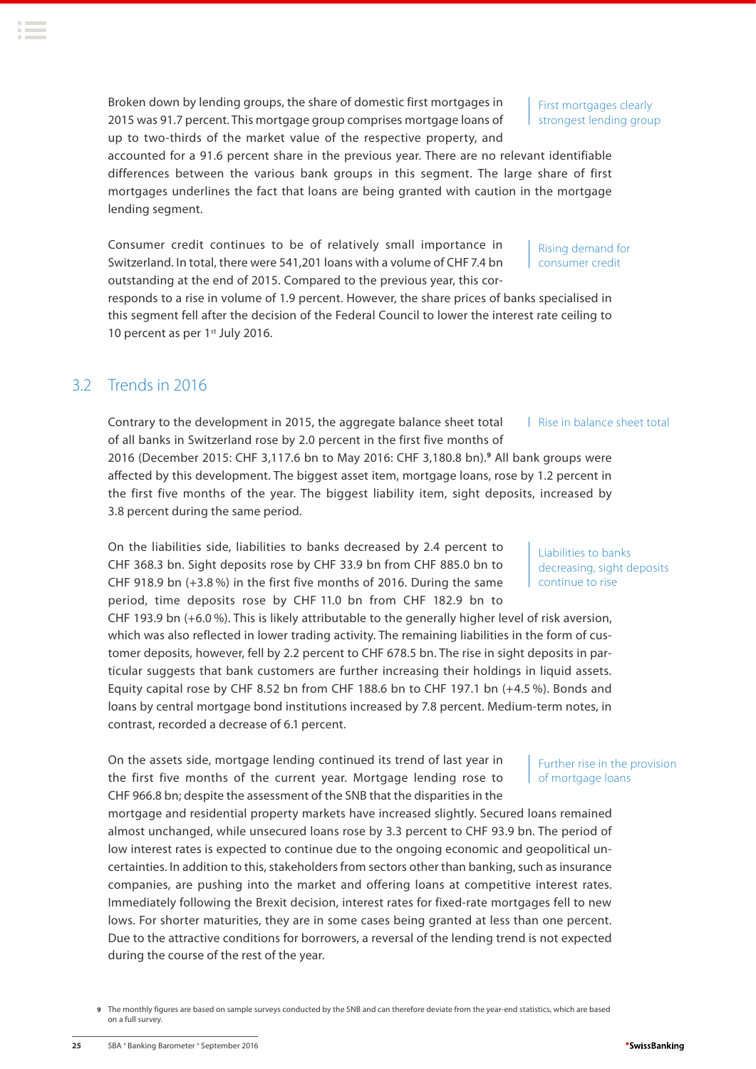Broken down by lending groups, the share of domestic first mortgages in 2015 was 91.7 percent. This mortgage group comprises mortgage loans of up to two-thirds of the market value of the respective property, and accounted for a 91.6 percent share in the previous year. There are no relevant identifiable differences between the various bank groups in this segment. The large share of first mortgages underlines the fact that loans are being granted with caution in the mortgage lending segment.

First mortgages clearly strongest lending group

Consumer credit continues to be of relatively small importance in Switzerland. In total, there were 541,201 loans with a volume of CHF 7.4 bn outstanding at the end of 2015. Compared to the previous year, this corresponds to a rise in volume of 1.9 percent. However, the share prices of banks specialised in this segment fell after the decision of the Federal Council to lower the interest rate ceiling to 10 percent as per 1st July 2016.

Rising demand for consumer credit

## 3.2 Trends in 2016

Contrary to the development in 2015, the aggregate balance sheet total of all banks in Switzerland rose by 2.0 percent in the first five months of 2016 (December 2015: CHF 3,117.6 bn to May 2016: CHF 3,180.8 bn).[9] All bank groups were affected by this development. The biggest asset item, mortgage loans, rose by 1.2 percent in the first five months of the year. The biggest liability item, sight deposits, increased by 3.8 percent during the same period.

Rise in balance sheet total

On the liabilities side, liabilities to banks decreased by 2.4 percent to CHF 368.3 bn. Sight deposits rose by CHF 33.9 bn from CHF 885.0 bn to CHF 918.9 bn (+3.8 %) in the first five months of 2016. During the same period, time deposits rose by CHF 11.0 bn from CHF 182.9 bn to CHF 193.9 bn (+6.0 %). This is likely attributable to the generally higher level of risk aversion, which was also reflected in lower trading activity. The remaining liabilities in the form of customer deposits, however, fell by 2.2 percent to CHF 678.5 bn. The rise in sight deposits in particular suggests that bank customers are further increasing their holdings in liquid assets. Equity capital rose by CHF 8.52 bn from CHF 188.6 bn to CHF 197.1 bn (+4.5 %). Bonds and loans by central mortgage bond institutions increased by 7.8 percent. Medium-term notes, in contrast, recorded a decrease of 6.1 percent.

Liabilities to banks decreasing, sight deposits continue to rise

On the assets side, mortgage lending continued its trend of last year in the first five months of the current year. Mortgage lending rose to CHF 966.8 bn; despite the assessment of the SNB that the disparities in the mortgage and residential property markets have increased slightly. Secured loans remained almost unchanged, while unsecured loans rose by 3.3 percent to CHF 93.9 bn. The period of low interest rates is expected to continue due to the ongoing economic and geopolitical uncertainties. In addition to this, stakeholders from sectors other than banking, such as insurance companies, are pushing into the market and offering loans at competitive interest rates. Immediately following the Brexit decision, interest rates for fixed-rate mortgages fell to new lows. For shorter maturities, they are in some cases being granted at less than one percent. Due to the attractive conditions for borrowers, a reversal of the lending trend is not expected during the course of the rest of the year.

Further rise in the provision of mortgage loans

9 The monthly figures are based on sample surveys conducted by the SNB and can therefore deviate from the year-end statistics, which are based on a full survey.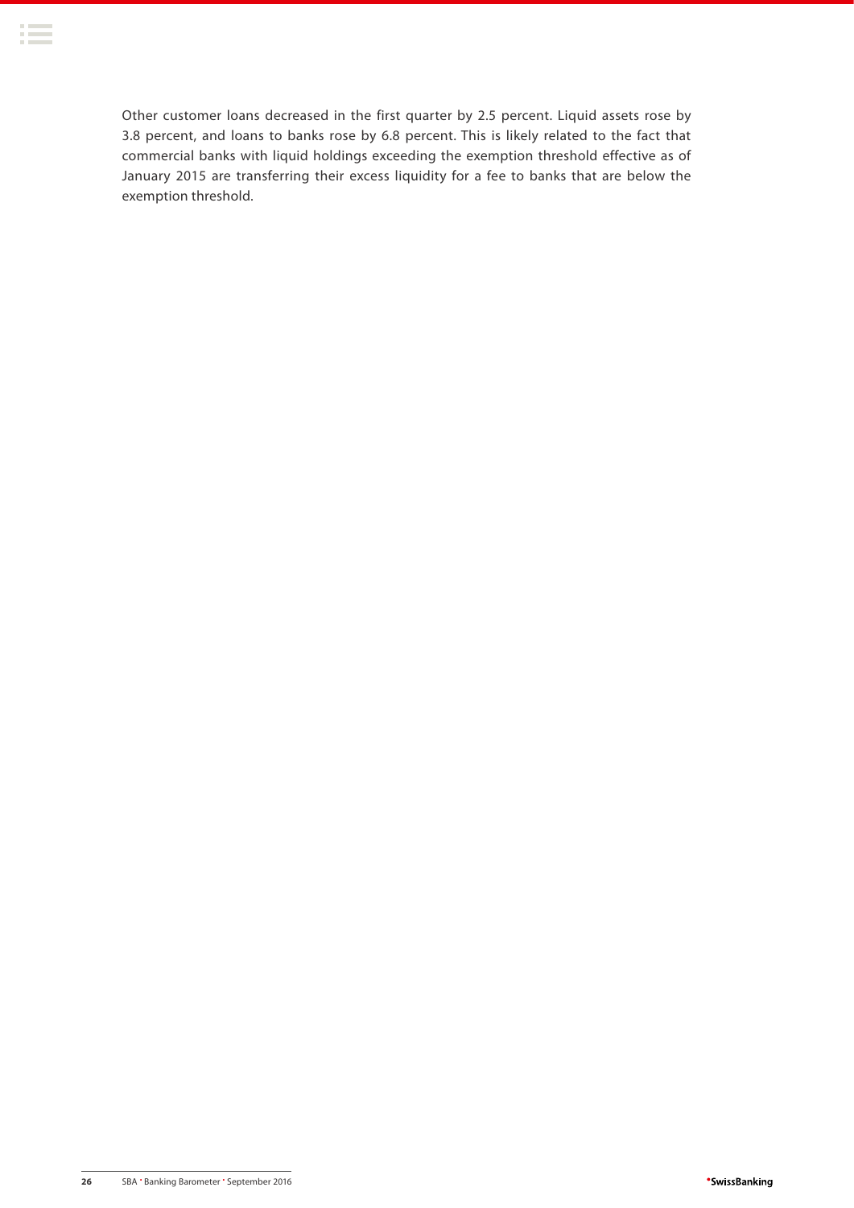Other customer loans decreased in the first quarter by 2.5 percent. Liquid assets rose by 3.8 percent, and loans to banks rose by 6.8 percent. This is likely related to the fact that commercial banks with liquid holdings exceeding the exemption threshold effective as of January 2015 are transferring their excess liquidity for a fee to banks that are below the exemption threshold.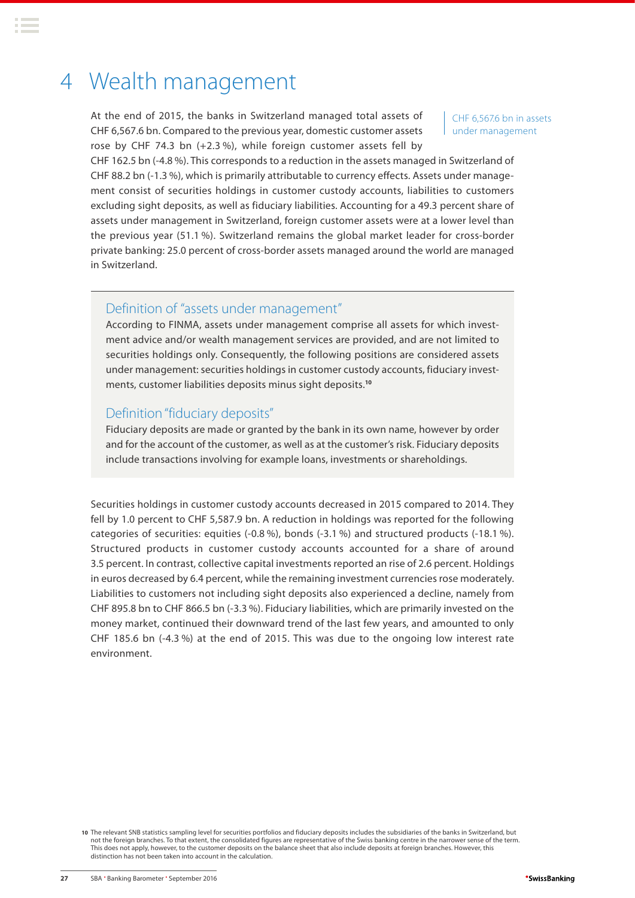# 4 Wealth management

CHF 6,567.6 bn in assets under management

At the end of 2015, the banks in Switzerland managed total assets of CHF 6,567.6 bn. Compared to the previous year, domestic customer assets rose by CHF 74.3 bn (+2.3 %), while foreign customer assets fell by CHF 162.5 bn (-4.8 %). This corresponds to a reduction in the assets managed in Switzerland of CHF 88.2 bn (-1.3 %), which is primarily attributable to currency effects. Assets under management consist of securities holdings in customer custody accounts, liabilities to customers excluding sight deposits, as well as fiduciary liabilities. Accounting for a 49.3 percent share of assets under management in Switzerland, foreign customer assets were at a lower level than the previous year (51.1 %). Switzerland remains the global market leader for cross-border private banking: 25.0 percent of cross-border assets managed around the world are managed in Switzerland.

## Definition of "assets under management"

According to FINMA, assets under management comprise all assets for which investment advice and/or wealth management services are provided, and are not limited to securities holdings only. Consequently, the following positions are considered assets under management: securities holdings in customer custody accounts, fiduciary investments, customer liabilities deposits minus sight deposits.[10]

## Definition "fiduciary deposits"

Fiduciary deposits are made or granted by the bank in its own name, however by order and for the account of the customer, as well as at the customer's risk. Fiduciary deposits include transactions involving for example loans, investments or shareholdings.

Securities holdings in customer custody accounts decreased in 2015 compared to 2014. They fell by 1.0 percent to CHF 5,587.9 bn. A reduction in holdings was reported for the following categories of securities: equities (-0.8 %), bonds (-3.1 %) and structured products (-18.1 %). Structured products in customer custody accounts accounted for a share of around 3.5 percent. In contrast, collective capital investments reported an rise of 2.6 percent. Holdings in euros decreased by 6.4 percent, while the remaining investment currencies rose moderately. Liabilities to customers not including sight deposits also experienced a decline, namely from CHF 895.8 bn to CHF 866.5 bn (-3.3 %). Fiduciary liabilities, which are primarily invested on the money market, continued their downward trend of the last few years, and amounted to only CHF 185.6 bn (-4.3 %) at the end of 2015. This was due to the ongoing low interest rate environment.

[10] The relevant SNB statistics sampling level for securities portfolios and fiduciary deposits includes the subsidiaries of the banks in Switzerland, but not the foreign branches. To that extent, the consolidated figures are representative of the Swiss banking centre in the narrower sense of the term. This does not apply, however, to the customer deposits on the balance sheet that also include deposits at foreign branches. However, this distinction has not been taken into account in the calculation.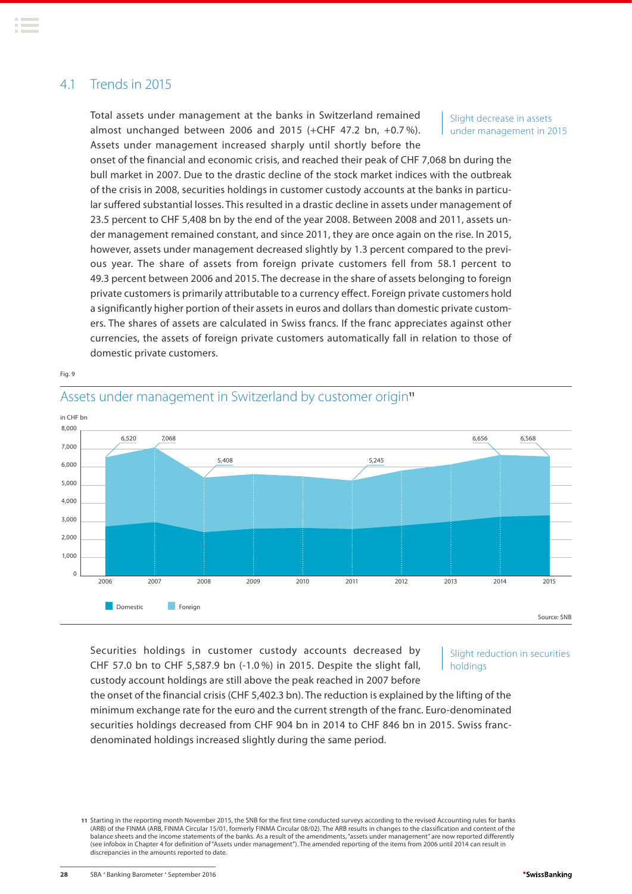## 4.1 Trends in 2015

Slight decrease in assets under management in 2015

Total assets under management at the banks in Switzerland remained almost unchanged between 2006 and 2015 (+CHF 47.2 bn, +0.7 %). Assets under management increased sharply until shortly before the onset of the financial and economic crisis, and reached their peak of CHF 7,068 bn during the bull market in 2007. Due to the drastic decline of the stock market indices with the outbreak of the crisis in 2008, securities holdings in customer custody accounts at the banks in particular suffered substantial losses. This resulted in a drastic decline in assets under management of 23.5 percent to CHF 5,408 bn by the end of the year 2008. Between 2008 and 2011, assets under management remained constant, and since 2011, they are once again on the rise. In 2015, however, assets under management decreased slightly by 1.3 percent compared to the previous year. The share of assets from foreign private customers fell from 58.1 percent to 49.3 percent between 2006 and 2015. The decrease in the share of assets belonging to foreign private customers is primarily attributable to a currency effect. Foreign private customers hold a significantly higher portion of their assets in euros and dollars than domestic private customers. The shares of assets are calculated in Swiss francs. If the franc appreciates against other currencies, the assets of foreign private customers automatically fall in relation to those of domestic private customers.

Fig. 9

### Assets under management in Switzerland by customer origin[11]

in CHF bn

| Year | 2006 | 2007 | 2008 | 2009 | 2010 | 2011 | 2012 | 2013 | 2014 | 2015 |
|---|---|---|---|---|---|---|---|---|---|---|
| Total | 6,520 | 7,068 | 5,408 | | | 5,245 | | | 6,656 | 6,568 |

Domestic / Foreign

Source: SNB

Slight reduction in securities holdings

Securities holdings in customer custody accounts decreased by CHF 57.0 bn to CHF 5,587.9 bn (-1.0 %) in 2015. Despite the slight fall, custody account holdings are still above the peak reached in 2007 before the onset of the financial crisis (CHF 5,402.3 bn). The reduction is explained by the lifting of the minimum exchange rate for the euro and the current strength of the franc. Euro-denominated securities holdings decreased from CHF 904 bn in 2014 to CHF 846 bn in 2015. Swiss franc-denominated holdings increased slightly during the same period.

11 Starting in the reporting month November 2015, the SNB for the first time conducted surveys according to the revised Accounting rules for banks (ARB) of the FINMA (ARB, FINMA Circular 15/01, formerly FINMA Circular 08/02). The ARB results in changes to the classification and content of the balance sheets and the income statements of the banks. As a result of the amendments, "assets under management" are now reported differently (see infobox in Chapter 4 for definition of "Assets under management"). The amended reporting of the items from 2006 until 2014 can result in discrepancies in the amounts reported to date.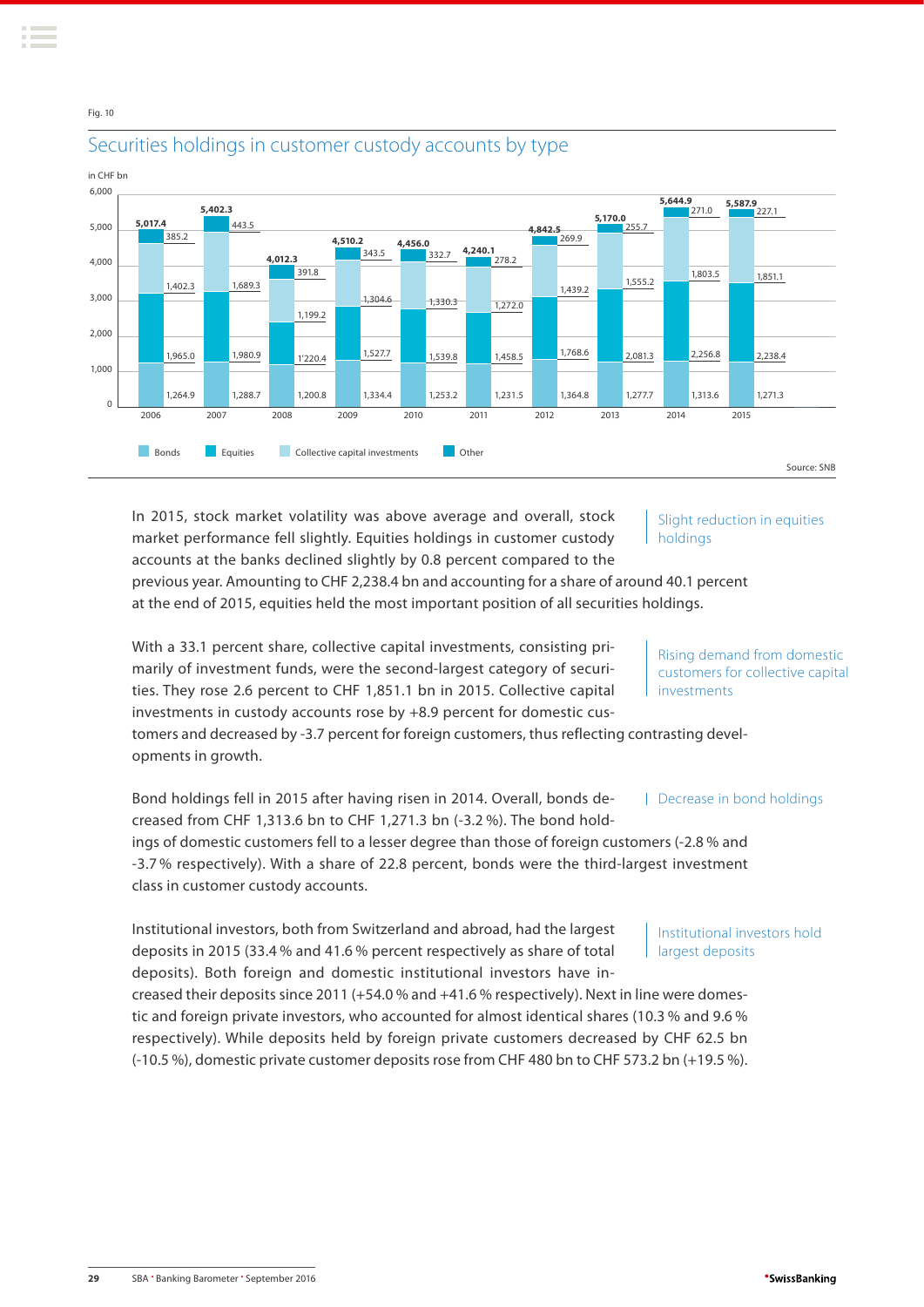Fig. 10

## Securities holdings in customer custody accounts by type

in CHF bn

| Year | Bonds | Equities | Collective capital investments | Other | Total |
|---|---|---|---|---|---|
| 2006 | 1,264.9 | 1,965.0 | 1,402.3 | 385.2 | 5,017.4 |
| 2007 | 1,288.7 | 1,980.9 | 1,689.3 | 443.5 | 5,402.3 |
| 2008 | 1,200.8 | 1'220.4 | 1,199.2 | 391.8 | 4,012.3 |
| 2009 | 1,334.4 | 1,527.7 | 1,304.6 | 343.5 | 4,510.2 |
| 2010 | 1,253.2 | 1,539.8 | 1,330.3 | 332.7 | 4,456.0 |
| 2011 | 1,231.5 | 1,458.5 | 1,272.0 | 278.2 | 4,240.1 |
| 2012 | 1,364.8 | 1,768.6 | 1,439.2 | 269.9 | 4,842.5 |
| 2013 | 1,277.7 | 2,081.3 | 1,555.2 | 255.7 | 5,170.0 |
| 2014 | 1,313.6 | 2,256.8 | 1,803.5 | 271.0 | 5,644.9 |
| 2015 | 1,271.3 | 2,238.4 | 1,851.1 | 227.1 | 5,587.9 |

Source: SNB

**Slight reduction in equities holdings**

In 2015, stock market volatility was above average and overall, stock market performance fell slightly. Equities holdings in customer custody accounts at the banks declined slightly by 0.8 percent compared to the previous year. Amounting to CHF 2,238.4 bn and accounting for a share of around 40.1 percent at the end of 2015, equities held the most important position of all securities holdings.

**Rising demand from domestic customers for collective capital investments**

With a 33.1 percent share, collective capital investments, consisting primarily of investment funds, were the second-largest category of securities. They rose 2.6 percent to CHF 1,851.1 bn in 2015. Collective capital investments in custody accounts rose by +8.9 percent for domestic customers and decreased by -3.7 percent for foreign customers, thus reflecting contrasting developments in growth.

**Decrease in bond holdings**

Bond holdings fell in 2015 after having risen in 2014. Overall, bonds decreased from CHF 1,313.6 bn to CHF 1,271.3 bn (-3.2 %). The bond holdings of domestic customers fell to a lesser degree than those of foreign customers (-2.8 % and -3.7 % respectively). With a share of 22.8 percent, bonds were the third-largest investment class in customer custody accounts.

**Institutional investors hold largest deposits**

Institutional investors, both from Switzerland and abroad, had the largest deposits in 2015 (33.4 % and 41.6 % percent respectively as share of total deposits). Both foreign and domestic institutional investors have increased their deposits since 2011 (+54.0 % and +41.6 % respectively). Next in line were domestic and foreign private investors, who accounted for almost identical shares (10.3 % and 9.6 % respectively). While deposits held by foreign private customers decreased by CHF 62.5 bn (-10.5 %), domestic private customer deposits rose from CHF 480 bn to CHF 573.2 bn (+19.5 %).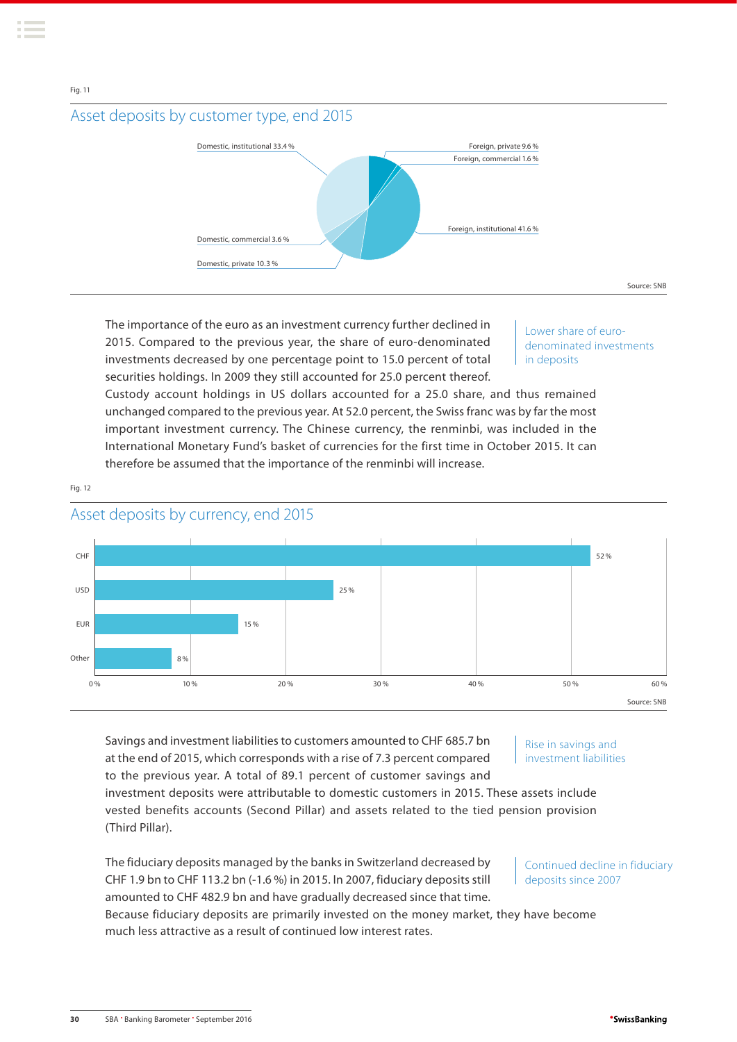Fig. 11

## Asset deposits by customer type, end 2015

| Customer type | Share |
|---|---|
| Domestic, institutional | 33.4 % |
| Foreign, private | 9.6 % |
| Foreign, commercial | 1.6 % |
| Foreign, institutional | 41.6 % |
| Domestic, commercial | 3.6 % |
| Domestic, private | 10.3 % |

Source: SNB

The importance of the euro as an investment currency further declined in 2015. Compared to the previous year, the share of euro-denominated investments decreased by one percentage point to 15.0 percent of total securities holdings. In 2009 they still accounted for 25.0 percent thereof. Custody account holdings in US dollars accounted for a 25.0 share, and thus remained unchanged compared to the previous year. At 52.0 percent, the Swiss franc was by far the most important investment currency. The Chinese currency, the renminbi, was included in the International Monetary Fund's basket of currencies for the first time in October 2015. It can therefore be assumed that the importance of the renminbi will increase.

*Lower share of euro-denominated investments in deposits*

Fig. 12

## Asset deposits by currency, end 2015

| Currency | Share |
|---|---|
| CHF | 52 % |
| USD | 25 % |
| EUR | 15 % |
| Other | 8 % |

Source: SNB

Savings and investment liabilities to customers amounted to CHF 685.7 bn at the end of 2015, which corresponds with a rise of 7.3 percent compared to the previous year. A total of 89.1 percent of customer savings and investment deposits were attributable to domestic customers in 2015. These assets include vested benefits accounts (Second Pillar) and assets related to the tied pension provision (Third Pillar).

*Rise in savings and investment liabilities*

The fiduciary deposits managed by the banks in Switzerland decreased by CHF 1.9 bn to CHF 113.2 bn (-1.6 %) in 2015. In 2007, fiduciary deposits still amounted to CHF 482.9 bn and have gradually decreased since that time. Because fiduciary deposits are primarily invested on the money market, they have become much less attractive as a result of continued low interest rates.

*Continued decline in fiduciary deposits since 2007*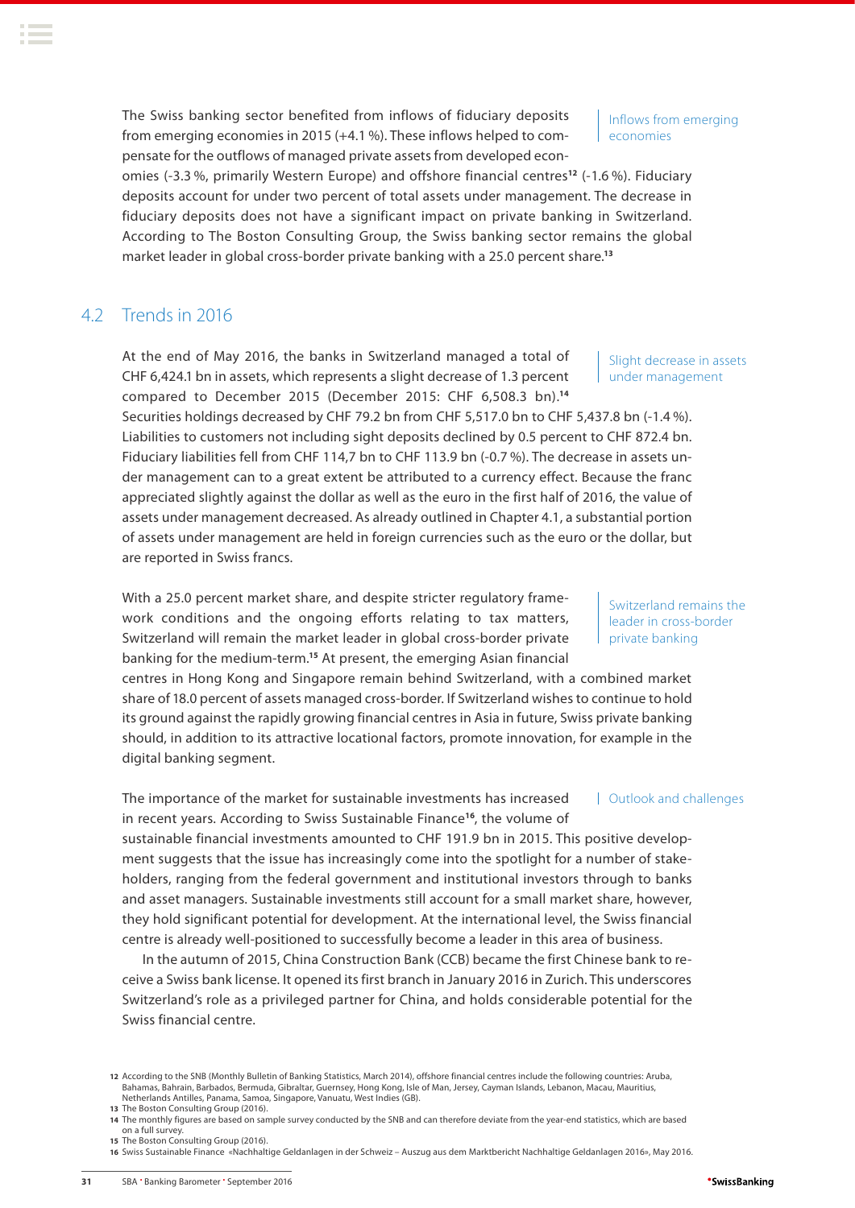Inflows from emerging economies

The Swiss banking sector benefited from inflows of fiduciary deposits from emerging economies in 2015 (+4.1 %). These inflows helped to compensate for the outflows of managed private assets from developed economies (-3.3 %, primarily Western Europe) and offshore financial centres[12] (-1.6 %). Fiduciary deposits account for under two percent of total assets under management. The decrease in fiduciary deposits does not have a significant impact on private banking in Switzerland. According to The Boston Consulting Group, the Swiss banking sector remains the global market leader in global cross-border private banking with a 25.0 percent share.[13]

## 4.2 Trends in 2016

Slight decrease in assets under management

At the end of May 2016, the banks in Switzerland managed a total of CHF 6,424.1 bn in assets, which represents a slight decrease of 1.3 percent compared to December 2015 (December 2015: CHF 6,508.3 bn).[14] Securities holdings decreased by CHF 79.2 bn from CHF 5,517.0 bn to CHF 5,437.8 bn (-1.4 %). Liabilities to customers not including sight deposits declined by 0.5 percent to CHF 872.4 bn. Fiduciary liabilities fell from CHF 114,7 bn to CHF 113.9 bn (-0.7 %). The decrease in assets under management can to a great extent be attributed to a currency effect. Because the franc appreciated slightly against the dollar as well as the euro in the first half of 2016, the value of assets under management decreased. As already outlined in Chapter 4.1, a substantial portion of assets under management are held in foreign currencies such as the euro or the dollar, but are reported in Swiss francs.

Switzerland remains the leader in cross-border private banking

With a 25.0 percent market share, and despite stricter regulatory framework conditions and the ongoing efforts relating to tax matters, Switzerland will remain the market leader in global cross-border private banking for the medium-term.[15] At present, the emerging Asian financial centres in Hong Kong and Singapore remain behind Switzerland, with a combined market share of 18.0 percent of assets managed cross-border. If Switzerland wishes to continue to hold its ground against the rapidly growing financial centres in Asia in future, Swiss private banking should, in addition to its attractive locational factors, promote innovation, for example in the digital banking segment.

Outlook and challenges

The importance of the market for sustainable investments has increased in recent years. According to Swiss Sustainable Finance[16], the volume of sustainable financial investments amounted to CHF 191.9 bn in 2015. This positive development suggests that the issue has increasingly come into the spotlight for a number of stakeholders, ranging from the federal government and institutional investors through to banks and asset managers. Sustainable investments still account for a small market share, however, they hold significant potential for development. At the international level, the Swiss financial centre is already well-positioned to successfully become a leader in this area of business.

In the autumn of 2015, China Construction Bank (CCB) became the first Chinese bank to receive a Swiss bank license. It opened its first branch in January 2016 in Zurich. This underscores Switzerland's role as a privileged partner for China, and holds considerable potential for the Swiss financial centre.

---

12 According to the SNB (Monthly Bulletin of Banking Statistics, March 2014), offshore financial centres include the following countries: Aruba, Bahamas, Bahrain, Barbados, Bermuda, Gibraltar, Guernsey, Hong Kong, Isle of Man, Jersey, Cayman Islands, Lebanon, Macau, Mauritius, Netherlands Antilles, Panama, Samoa, Singapore, Vanuatu, West Indies (GB).

13 The Boston Consulting Group (2016).

14 The monthly figures are based on sample survey conducted by the SNB and can therefore deviate from the year-end statistics, which are based on a full survey.

15 The Boston Consulting Group (2016).

16 Swiss Sustainable Finance «Nachhaltige Geldanlagen in der Schweiz – Auszug aus dem Marktbericht Nachhaltige Geldanlagen 2016», May 2016.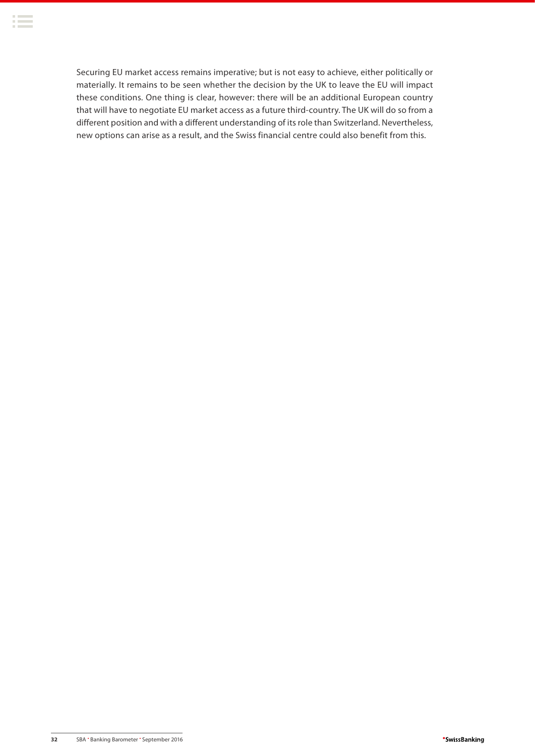Securing EU market access remains imperative; but is not easy to achieve, either politically or materially. It remains to be seen whether the decision by the UK to leave the EU will impact these conditions. One thing is clear, however: there will be an additional European country that will have to negotiate EU market access as a future third-country. The UK will do so from a different position and with a different understanding of its role than Switzerland. Nevertheless, new options can arise as a result, and the Swiss financial centre could also benefit from this.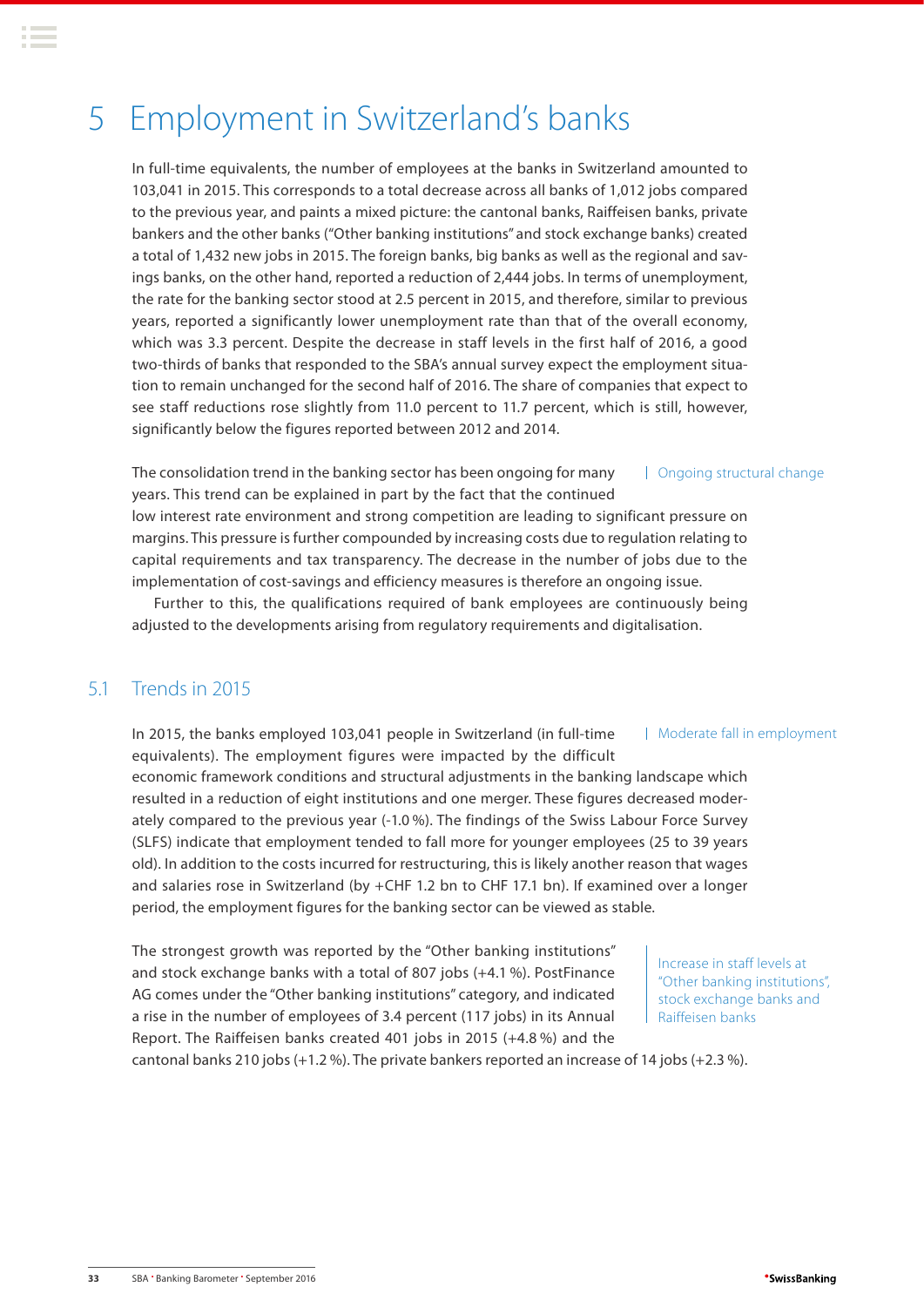# 5 Employment in Switzerland's banks

In full-time equivalents, the number of employees at the banks in Switzerland amounted to 103,041 in 2015. This corresponds to a total decrease across all banks of 1,012 jobs compared to the previous year, and paints a mixed picture: the cantonal banks, Raiffeisen banks, private bankers and the other banks ("Other banking institutions" and stock exchange banks) created a total of 1,432 new jobs in 2015. The foreign banks, big banks as well as the regional and savings banks, on the other hand, reported a reduction of 2,444 jobs. In terms of unemployment, the rate for the banking sector stood at 2.5 percent in 2015, and therefore, similar to previous years, reported a significantly lower unemployment rate than that of the overall economy, which was 3.3 percent. Despite the decrease in staff levels in the first half of 2016, a good two-thirds of banks that responded to the SBA's annual survey expect the employment situation to remain unchanged for the second half of 2016. The share of companies that expect to see staff reductions rose slightly from 11.0 percent to 11.7 percent, which is still, however, significantly below the figures reported between 2012 and 2014.

*Ongoing structural change*

The consolidation trend in the banking sector has been ongoing for many years. This trend can be explained in part by the fact that the continued low interest rate environment and strong competition are leading to significant pressure on margins. This pressure is further compounded by increasing costs due to regulation relating to capital requirements and tax transparency. The decrease in the number of jobs due to the implementation of cost-savings and efficiency measures is therefore an ongoing issue.

Further to this, the qualifications required of bank employees are continuously being adjusted to the developments arising from regulatory requirements and digitalisation.

## 5.1 Trends in 2015

*Moderate fall in employment*

In 2015, the banks employed 103,041 people in Switzerland (in full-time equivalents). The employment figures were impacted by the difficult economic framework conditions and structural adjustments in the banking landscape which resulted in a reduction of eight institutions and one merger. These figures decreased moderately compared to the previous year (-1.0 %). The findings of the Swiss Labour Force Survey (SLFS) indicate that employment tended to fall more for younger employees (25 to 39 years old). In addition to the costs incurred for restructuring, this is likely another reason that wages and salaries rose in Switzerland (by +CHF 1.2 bn to CHF 17.1 bn). If examined over a longer period, the employment figures for the banking sector can be viewed as stable.

*Increase in staff levels at "Other banking institutions", stock exchange banks and Raiffeisen banks*

The strongest growth was reported by the "Other banking institutions" and stock exchange banks with a total of 807 jobs (+4.1 %). PostFinance AG comes under the "Other banking institutions" category, and indicated a rise in the number of employees of 3.4 percent (117 jobs) in its Annual Report. The Raiffeisen banks created 401 jobs in 2015 (+4.8 %) and the cantonal banks 210 jobs (+1.2 %). The private bankers reported an increase of 14 jobs (+2.3 %).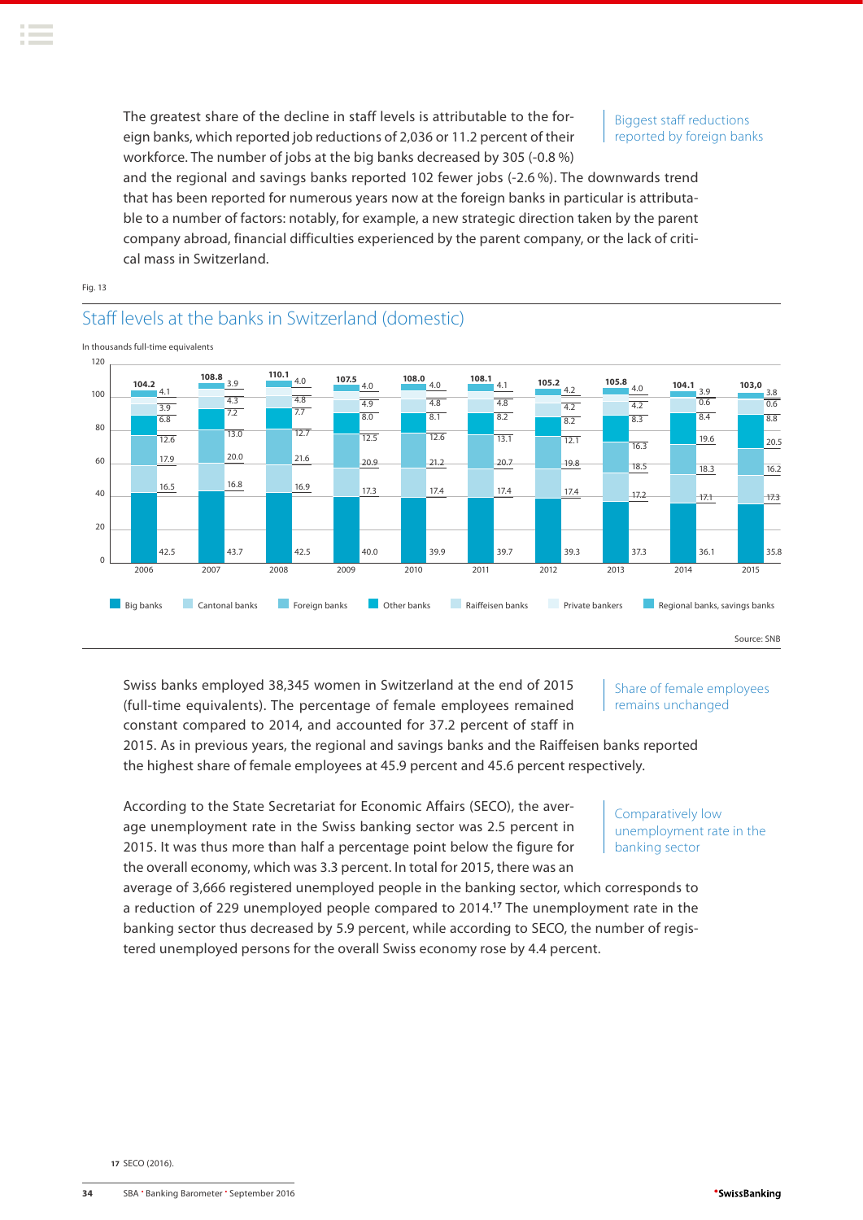The greatest share of the decline in staff levels is attributable to the foreign banks, which reported job reductions of 2,036 or 11.2 percent of their workforce. The number of jobs at the big banks decreased by 305 (-0.8 %) and the regional and savings banks reported 102 fewer jobs (-2.6 %). The downwards trend that has been reported for numerous years now at the foreign banks in particular is attributable to a number of factors: notably, for example, a new strategic direction taken by the parent company abroad, financial difficulties experienced by the parent company, or the lack of critical mass in Switzerland.

Biggest staff reductions reported by foreign banks

Fig. 13

## Staff levels at the banks in Switzerland (domestic)

In thousands full-time equivalents

| Year | Big banks | Cantonal banks | Foreign banks | Other banks | Raiffeisen banks | Private bankers | Regional banks, savings banks | Total |
|---|---|---|---|---|---|---|---|---|
| 2006 | 42.5 | 16.5 | 17.9 | 12.6 | 6.8 | 3.9 | 4.1 | 104.2 |
| 2007 | 43.7 | 16.8 | 20.0 | 13.0 | 7.2 | 4.3 | 3.9 | 108.8 |
| 2008 | 42.5 | 16.9 | 21.6 | 12.7 | 7.7 | 4.8 | 4.0 | 110.1 |
| 2009 | 40.0 | 17.3 | 20.9 | 12.5 | 8.0 | 4.9 | 4.0 | 107.5 |
| 2010 | 39.9 | 17.4 | 21.2 | 12.6 | 8.1 | 4.8 | 4.0 | 108.0 |
| 2011 | 39.7 | 17.4 | 20.7 | 13.1 | 8.2 | 4.8 | 4.1 | 108.1 |
| 2012 | 39.3 | 17.4 | 19.8 | 12.1 | 8.2 | 4.2 | 4.2 | 105.2 |
| 2013 | 37.3 | 17.2 | 18.5 | 16.3 | 8.3 | 4.2 | 4.0 | 105.8 |
| 2014 | 36.1 | 17.1 | 18.3 | 19.6 | 8.4 | 0.6 | 3.9 | 104.1 |
| 2015 | 35.8 | 17.3 | 16.2 | 20.5 | 8.8 | 0.6 | 3.8 | 103,0 |

Source: SNB

Swiss banks employed 38,345 women in Switzerland at the end of 2015 (full-time equivalents). The percentage of female employees remained constant compared to 2014, and accounted for 37.2 percent of staff in 2015. As in previous years, the regional and savings banks and the Raiffeisen banks reported the highest share of female employees at 45.9 percent and 45.6 percent respectively.

Share of female employees remains unchanged

According to the State Secretariat for Economic Affairs (SECO), the average unemployment rate in the Swiss banking sector was 2.5 percent in 2015. It was thus more than half a percentage point below the figure for the overall economy, which was 3.3 percent. In total for 2015, there was an average of 3,666 registered unemployed people in the banking sector, which corresponds to a reduction of 229 unemployed people compared to 2014.[17] The unemployment rate in the banking sector thus decreased by 5.9 percent, while according to SECO, the number of registered unemployed persons for the overall Swiss economy rose by 4.4 percent.

Comparatively low unemployment rate in the banking sector

17 SECO (2016).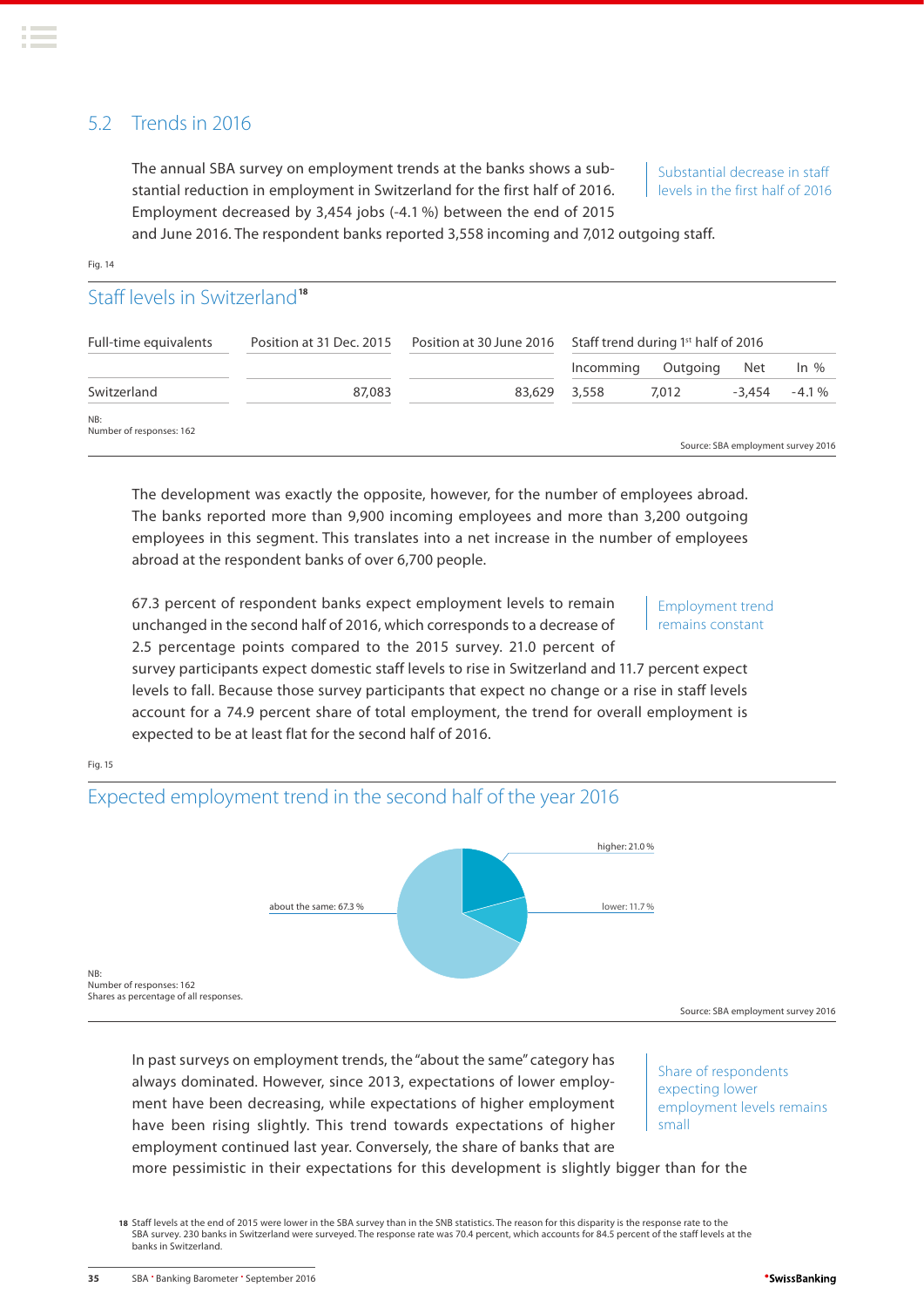## 5.2 Trends in 2016

The annual SBA survey on employment trends at the banks shows a substantial reduction in employment in Switzerland for the first half of 2016. Employment decreased by 3,454 jobs (-4.1 %) between the end of 2015 and June 2016. The respondent banks reported 3,558 incoming and 7,012 outgoing staff.

Substantial decrease in staff levels in the first half of 2016

Fig. 14

### Staff levels in Switzerland[18]

| Full-time equivalents | Position at 31 Dec. 2015 | Position at 30 June 2016 | Staff trend during 1st half of 2016 | | | |
|---|---|---|---|---|---|---|
| | | | Incomming | Outgoing | Net | In % |
| Switzerland | 87,083 | 83,629 | 3,558 | 7,012 | -3,454 | -4.1 % |

NB:
Number of responses: 162

Source: SBA employment survey 2016

The development was exactly the opposite, however, for the number of employees abroad. The banks reported more than 9,900 incoming employees and more than 3,200 outgoing employees in this segment. This translates into a net increase in the number of employees abroad at the respondent banks of over 6,700 people.

67.3 percent of respondent banks expect employment levels to remain unchanged in the second half of 2016, which corresponds to a decrease of 2.5 percentage points compared to the 2015 survey. 21.0 percent of survey participants expect domestic staff levels to rise in Switzerland and 11.7 percent expect levels to fall. Because those survey participants that expect no change or a rise in staff levels account for a 74.9 percent share of total employment, the trend for overall employment is expected to be at least flat for the second half of 2016.

Employment trend remains constant

Fig. 15

### Expected employment trend in the second half of the year 2016

higher: 21.0 %

lower: 11.7 %

about the same: 67.3 %

NB:
Number of responses: 162
Shares as percentage of all responses.

Source: SBA employment survey 2016

In past surveys on employment trends, the "about the same" category has always dominated. However, since 2013, expectations of lower employment have been decreasing, while expectations of higher employment have been rising slightly. This trend towards expectations of higher employment continued last year. Conversely, the share of banks that are more pessimistic in their expectations for this development is slightly bigger than for the

Share of respondents expecting lower employment levels remains small

[18] Staff levels at the end of 2015 were lower in the SBA survey than in the SNB statistics. The reason for this disparity is the response rate to the SBA survey. 230 banks in Switzerland were surveyed. The response rate was 70.4 percent, which accounts for 84.5 percent of the staff levels at the banks in Switzerland.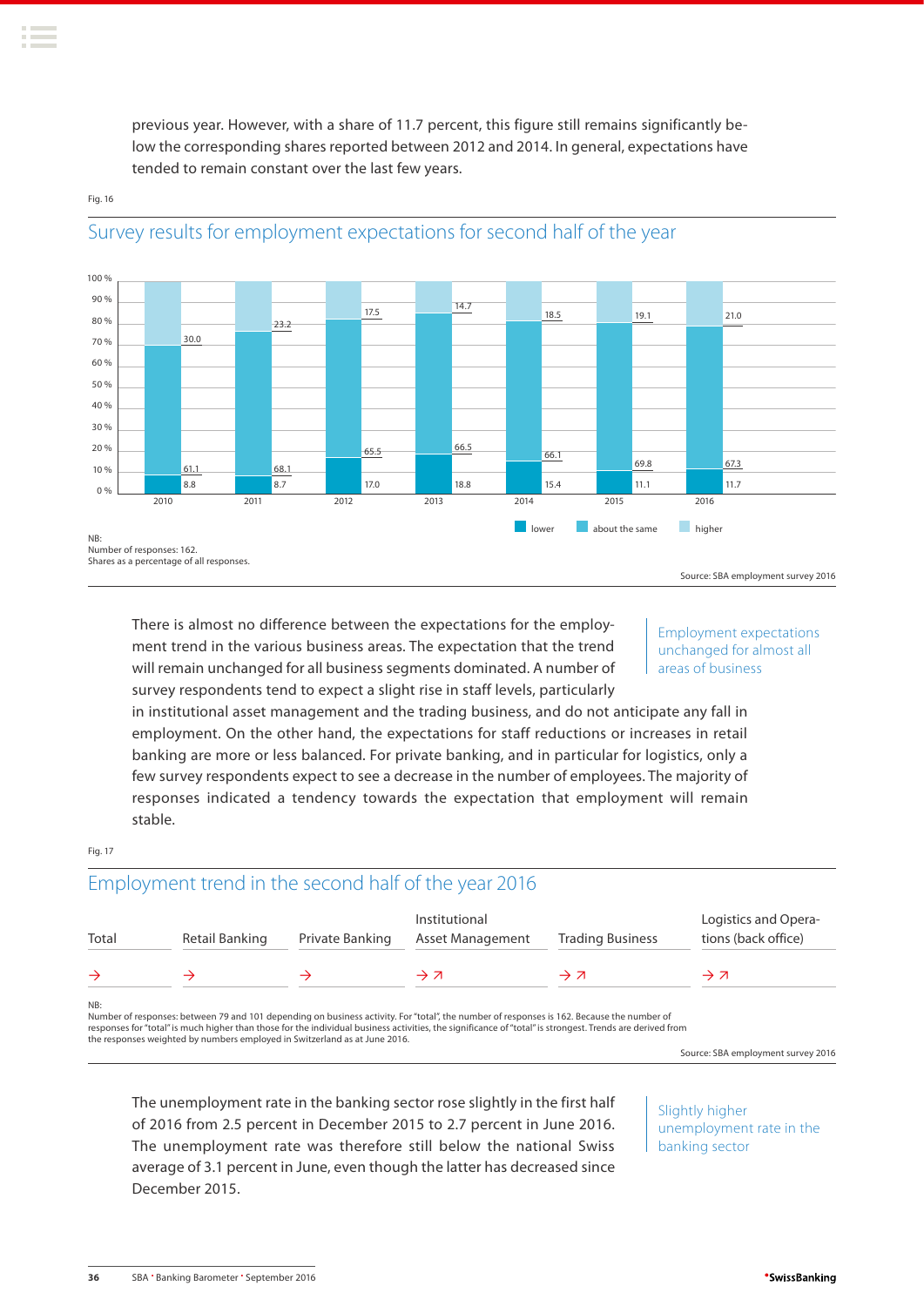previous year. However, with a share of 11.7 percent, this figure still remains significantly below the corresponding shares reported between 2012 and 2014. In general, expectations have tended to remain constant over the last few years.

Fig. 16

## Survey results for employment expectations for second half of the year

| Year | lower | about the same | higher |
|---|---|---|---|
| 2010 | 8.8 | 61.1 | 30.0 |
| 2011 | 8.7 | 68.1 | 23.2 |
| 2012 | 17.0 | 65.5 | 17.5 |
| 2013 | 18.8 | 66.5 | 14.7 |
| 2014 | 15.4 | 66.1 | 18.5 |
| 2015 | 11.1 | 69.8 | 19.1 |
| 2016 | 11.7 | 67.3 | 21.0 |

NB:
Number of responses: 162.
Shares as a percentage of all responses.

Source: SBA employment survey 2016

**Employment expectations unchanged for almost all areas of business**

There is almost no difference between the expectations for the employment trend in the various business areas. The expectation that the trend will remain unchanged for all business segments dominated. A number of survey respondents tend to expect a slight rise in staff levels, particularly in institutional asset management and the trading business, and do not anticipate any fall in employment. On the other hand, the expectations for staff reductions or increases in retail banking are more or less balanced. For private banking, and in particular for logistics, only a few survey respondents expect to see a decrease in the number of employees. The majority of responses indicated a tendency towards the expectation that employment will remain stable.

Fig. 17

## Employment trend in the second half of the year 2016

| Total | Retail Banking | Private Banking | Institutional Asset Management | Trading Business | Logistics and Operations (back office) |
|---|---|---|---|---|---|
| → | → | → | → ↗ | → ↗ | → ↗ |

NB:
Number of responses: between 79 and 101 depending on business activity. For "total", the number of responses is 162. Because the number of responses for "total" is much higher than those for the individual business activities, the significance of "total" is strongest. Trends are derived from the responses weighted by numbers employed in Switzerland as at June 2016.

Source: SBA employment survey 2016

**Slightly higher unemployment rate in the banking sector**

The unemployment rate in the banking sector rose slightly in the first half of 2016 from 2.5 percent in December 2015 to 2.7 percent in June 2016. The unemployment rate was therefore still below the national Swiss average of 3.1 percent in June, even though the latter has decreased since December 2015.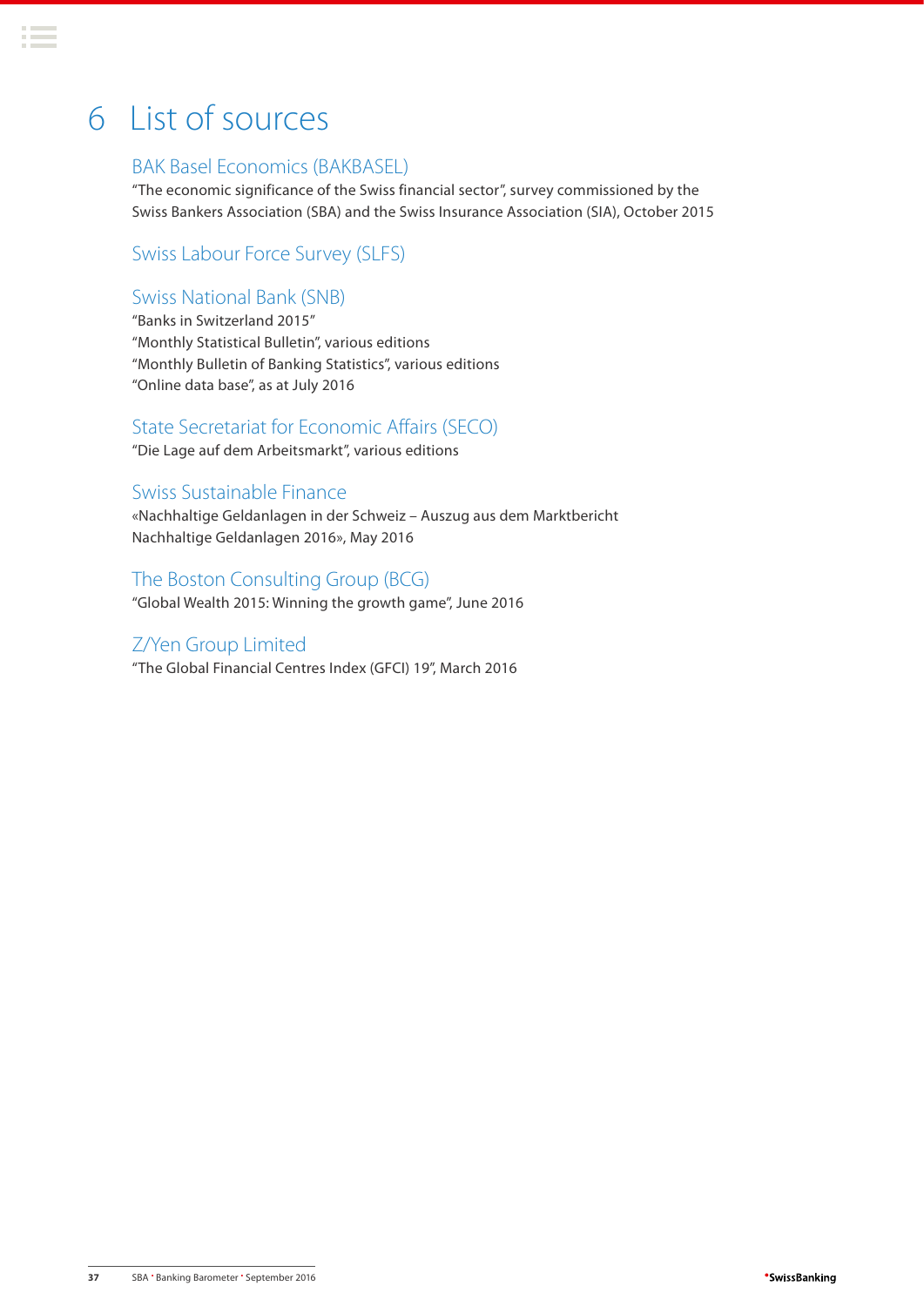# 6 List of sources

## BAK Basel Economics (BAKBASEL)

"The economic significance of the Swiss financial sector", survey commissioned by the Swiss Bankers Association (SBA) and the Swiss Insurance Association (SIA), October 2015

## Swiss Labour Force Survey (SLFS)

## Swiss National Bank (SNB)

"Banks in Switzerland 2015"
"Monthly Statistical Bulletin", various editions
"Monthly Bulletin of Banking Statistics", various editions
"Online data base", as at July 2016

## State Secretariat for Economic Affairs (SECO)

"Die Lage auf dem Arbeitsmarkt", various editions

## Swiss Sustainable Finance

«Nachhaltige Geldanlagen in der Schweiz – Auszug aus dem Marktbericht Nachhaltige Geldanlagen 2016», May 2016

## The Boston Consulting Group (BCG)

"Global Wealth 2015: Winning the growth game", June 2016

## Z/Yen Group Limited

"The Global Financial Centres Index (GFCI) 19", March 2016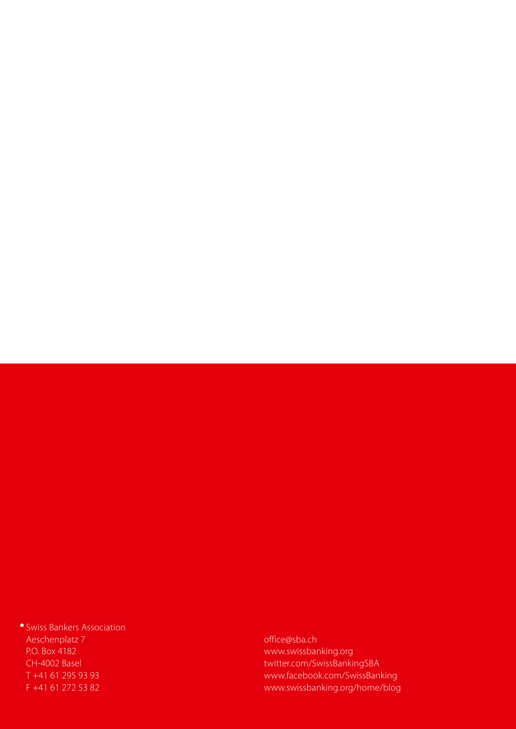Swiss Bankers Association
Aeschenplatz 7
P.O. Box 4182
CH-4002 Basel
T +41 61 295 93 93
F +41 61 272 53 82

office@sba.ch
www.swissbanking.org
twitter.com/SwissBankingSBA
www.facebook.com/SwissBanking
www.swissbanking.org/home/blog